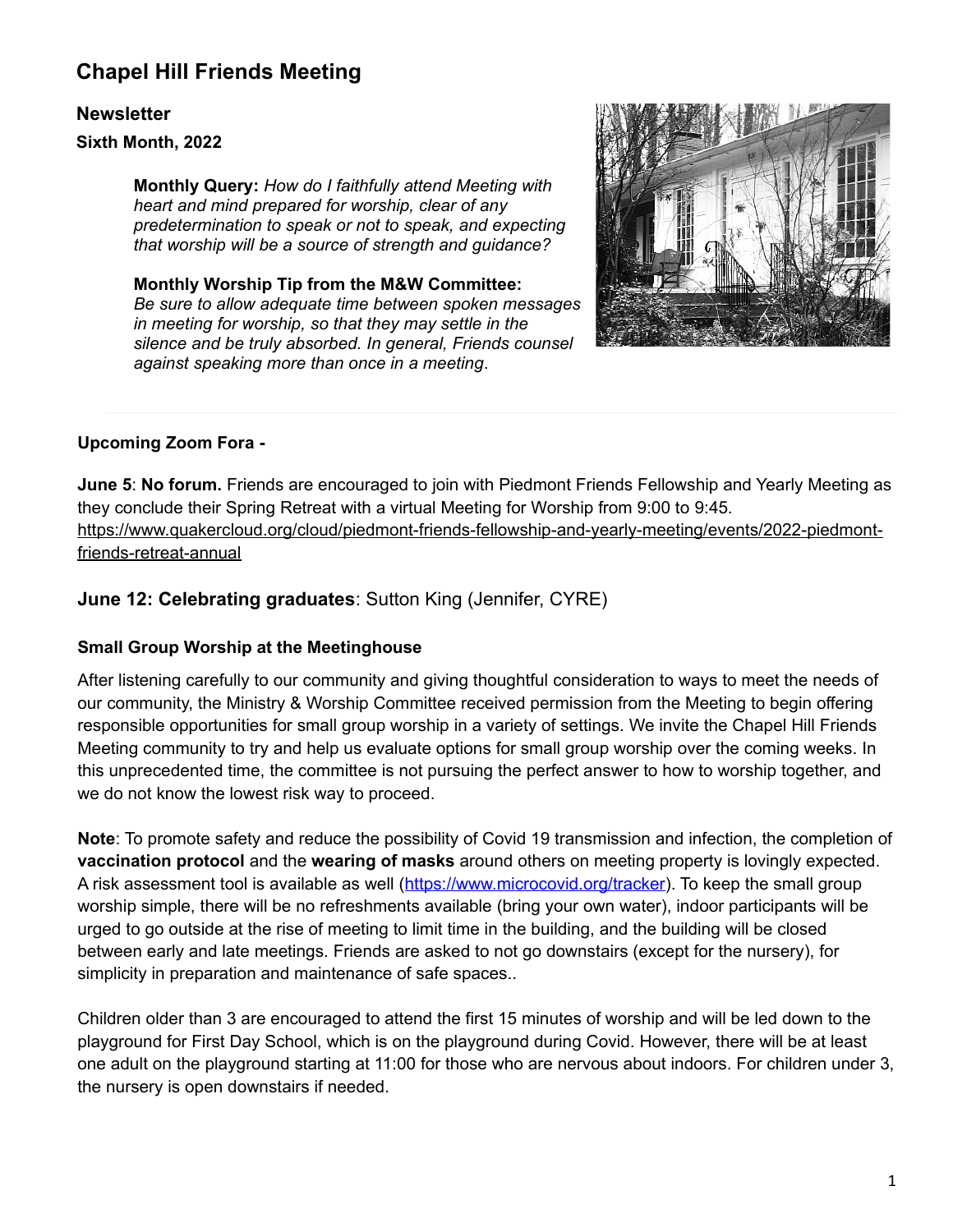# Chapel Hill Friends Meeting

### Newsletter

**Sixth Month, 2022**

**Monthly Query:** *How do I faithfully attend Meeting with heart and mind prepared for worship, clear of any predetermination to speak or not to speak, and expecting that worship will be a source of strength and guidance?*

**Monthly Worship Tip from the M&W Committee:** *Be sure to allow adequate time between spoken messages in meeting for worship, so that they may settle in the silence and be truly absorbed. In general, Friends counsel against speaking more than once in a meeting.*

---

### Upcoming Zoom Fora -

**June 5**: **No forum.** Friends are encouraged to join with Piedmont Friends Fellowship and Yearly Meeting as they conclude their Spring Retreat with a virtual Meeting for Worship from 9:00 to 9:45. https://www.quakercloud.org/cloud/piedmont-friends-fellowship-and-yearly-meeting/events/2022-piedmont-friends-retreat-annual

## **June 12: Celebrating graduates**: Sutton King (Jennifer, CYRE)

### Small Group Worship at the Meetinghouse

After listening carefully to our community and giving thoughtful consideration to ways to meet the needs of our community, the Ministry & Worship Committee received permission from the Meeting to begin offering responsible opportunities for small group worship in a variety of settings. We invite the Chapel Hill Friends Meeting community to try and help us evaluate options for small group worship over the coming weeks. In this unprecedented time, the committee is not pursuing the perfect answer to how to worship together, and we do not know the lowest risk way to proceed.

**Note**: To promote safety and reduce the possibility of Covid 19 transmission and infection, the completion of **vaccination protocol** and the **wearing of masks** around others on meeting property is lovingly expected. A risk assessment tool is available as well (https://www.microcovid.org/tracker). To keep the small group worship simple, there will be no refreshments available (bring your own water), indoor participants will be urged to go outside at the rise of meeting to limit time in the building, and the building will be closed between early and late meetings. Friends are asked to not go downstairs (except for the nursery), for simplicity in preparation and maintenance of safe spaces..

Children older than 3 are encouraged to attend the first 15 minutes of worship and will be led down to the playground for First Day School, which is on the playground during Covid. However, there will be at least one adult on the playground starting at 11:00 for those who are nervous about indoors. For children under 3, the nursery is open downstairs if needed.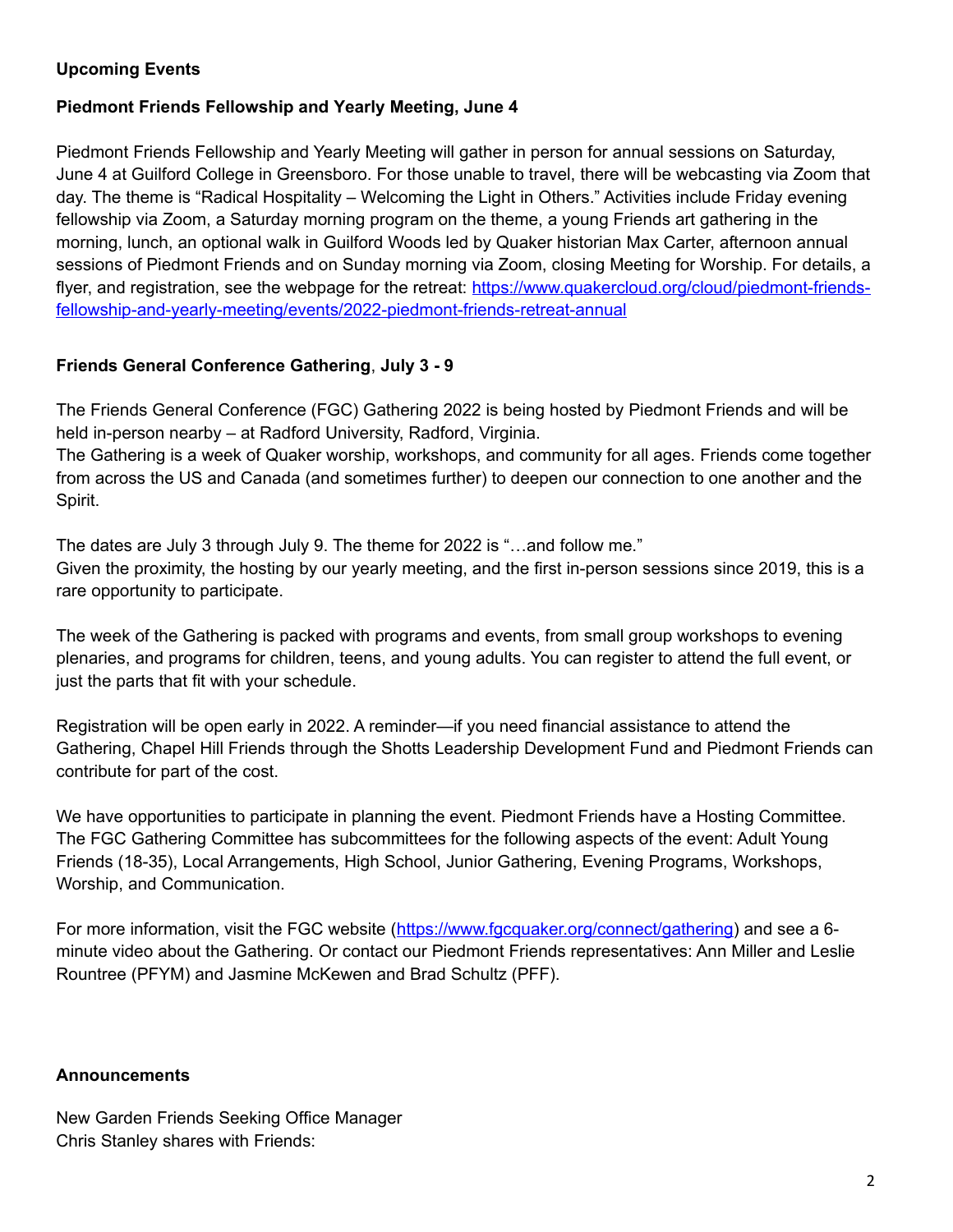## Upcoming Events

### Piedmont Friends Fellowship and Yearly Meeting, June 4

Piedmont Friends Fellowship and Yearly Meeting will gather in person for annual sessions on Saturday, June 4 at Guilford College in Greensboro. For those unable to travel, there will be webcasting via Zoom that day. The theme is "Radical Hospitality – Welcoming the Light in Others." Activities include Friday evening fellowship via Zoom, a Saturday morning program on the theme, a young Friends art gathering in the morning, lunch, an optional walk in Guilford Woods led by Quaker historian Max Carter, afternoon annual sessions of Piedmont Friends and on Sunday morning via Zoom, closing Meeting for Worship. For details, a flyer, and registration, see the webpage for the retreat: [https://www.quakercloud.org/cloud/piedmont-friends-fellowship-and-yearly-meeting/events/2022-piedmont-friends-retreat-annual](https://www.quakercloud.org/cloud/piedmont-friends-fellowship-and-yearly-meeting/events/2022-piedmont-friends-retreat-annual)

### Friends General Conference Gathering, July 3 - 9

The Friends General Conference (FGC) Gathering 2022 is being hosted by Piedmont Friends and will be held in-person nearby – at Radford University, Radford, Virginia.
The Gathering is a week of Quaker worship, workshops, and community for all ages. Friends come together from across the US and Canada (and sometimes further) to deepen our connection to one another and the Spirit.

The dates are July 3 through July 9. The theme for 2022 is "…and follow me."
Given the proximity, the hosting by our yearly meeting, and the first in-person sessions since 2019, this is a rare opportunity to participate.

The week of the Gathering is packed with programs and events, from small group workshops to evening plenaries, and programs for children, teens, and young adults. You can register to attend the full event, or just the parts that fit with your schedule.

Registration will be open early in 2022. A reminder—if you need financial assistance to attend the Gathering, Chapel Hill Friends through the Shotts Leadership Development Fund and Piedmont Friends can contribute for part of the cost.

We have opportunities to participate in planning the event. Piedmont Friends have a Hosting Committee. The FGC Gathering Committee has subcommittees for the following aspects of the event: Adult Young Friends (18-35), Local Arrangements, High School, Junior Gathering, Evening Programs, Workshops, Worship, and Communication.

For more information, visit the FGC website ([https://www.fgcquaker.org/connect/gathering](https://www.fgcquaker.org/connect/gathering)) and see a 6-minute video about the Gathering. Or contact our Piedmont Friends representatives: Ann Miller and Leslie Rountree (PFYM) and Jasmine McKewen and Brad Schultz (PFF).

## Announcements

New Garden Friends Seeking Office Manager
Chris Stanley shares with Friends: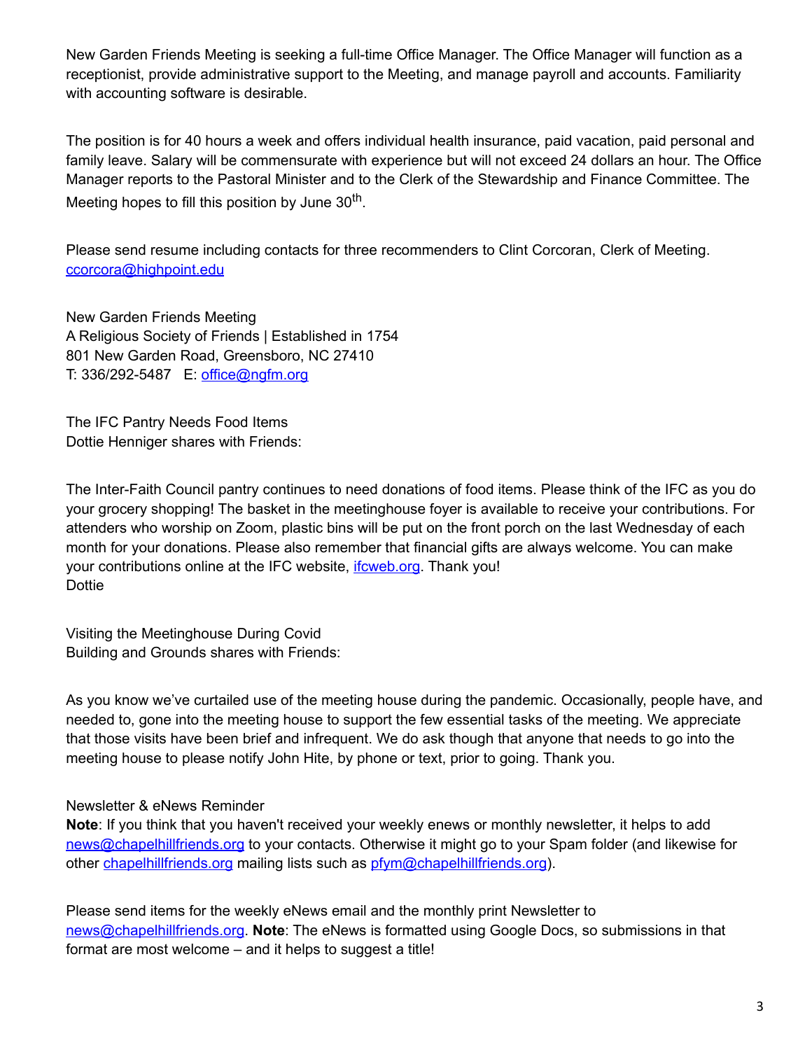New Garden Friends Meeting is seeking a full-time Office Manager. The Office Manager will function as a receptionist, provide administrative support to the Meeting, and manage payroll and accounts. Familiarity with accounting software is desirable.

The position is for 40 hours a week and offers individual health insurance, paid vacation, paid personal and family leave. Salary will be commensurate with experience but will not exceed 24 dollars an hour. The Office Manager reports to the Pastoral Minister and to the Clerk of the Stewardship and Finance Committee. The Meeting hopes to fill this position by June 30th.

Please send resume including contacts for three recommenders to Clint Corcoran, Clerk of Meeting. [ccorcora@highpoint.edu](mailto:ccorcora@highpoint.edu)

New Garden Friends Meeting
A Religious Society of Friends | Established in 1754
801 New Garden Road, Greensboro, NC 27410
T: 336/292-5487   E: [office@ngfm.org](mailto:office@ngfm.org)

The IFC Pantry Needs Food Items
Dottie Henniger shares with Friends:

The Inter-Faith Council pantry continues to need donations of food items. Please think of the IFC as you do your grocery shopping! The basket in the meetinghouse foyer is available to receive your contributions. For attenders who worship on Zoom, plastic bins will be put on the front porch on the last Wednesday of each month for your donations. Please also remember that financial gifts are always welcome. You can make your contributions online at the IFC website, [ifcweb.org](http://ifcweb.org). Thank you!
Dottie

Visiting the Meetinghouse During Covid
Building and Grounds shares with Friends:

As you know we've curtailed use of the meeting house during the pandemic. Occasionally, people have, and needed to, gone into the meeting house to support the few essential tasks of the meeting. We appreciate that those visits have been brief and infrequent. We do ask though that anyone that needs to go into the meeting house to please notify John Hite, by phone or text, prior to going. Thank you.

Newsletter & eNews Reminder
**Note**: If you think that you haven't received your weekly enews or monthly newsletter, it helps to add [news@chapelhillfriends.org](mailto:news@chapelhillfriends.org) to your contacts. Otherwise it might go to your Spam folder (and likewise for other [chapelhillfriends.org](http://chapelhillfriends.org) mailing lists such as [pfym@chapelhillfriends.org](mailto:pfym@chapelhillfriends.org)).

Please send items for the weekly eNews email and the monthly print Newsletter to [news@chapelhillfriends.org](mailto:news@chapelhillfriends.org). **Note**: The eNews is formatted using Google Docs, so submissions in that format are most welcome – and it helps to suggest a title!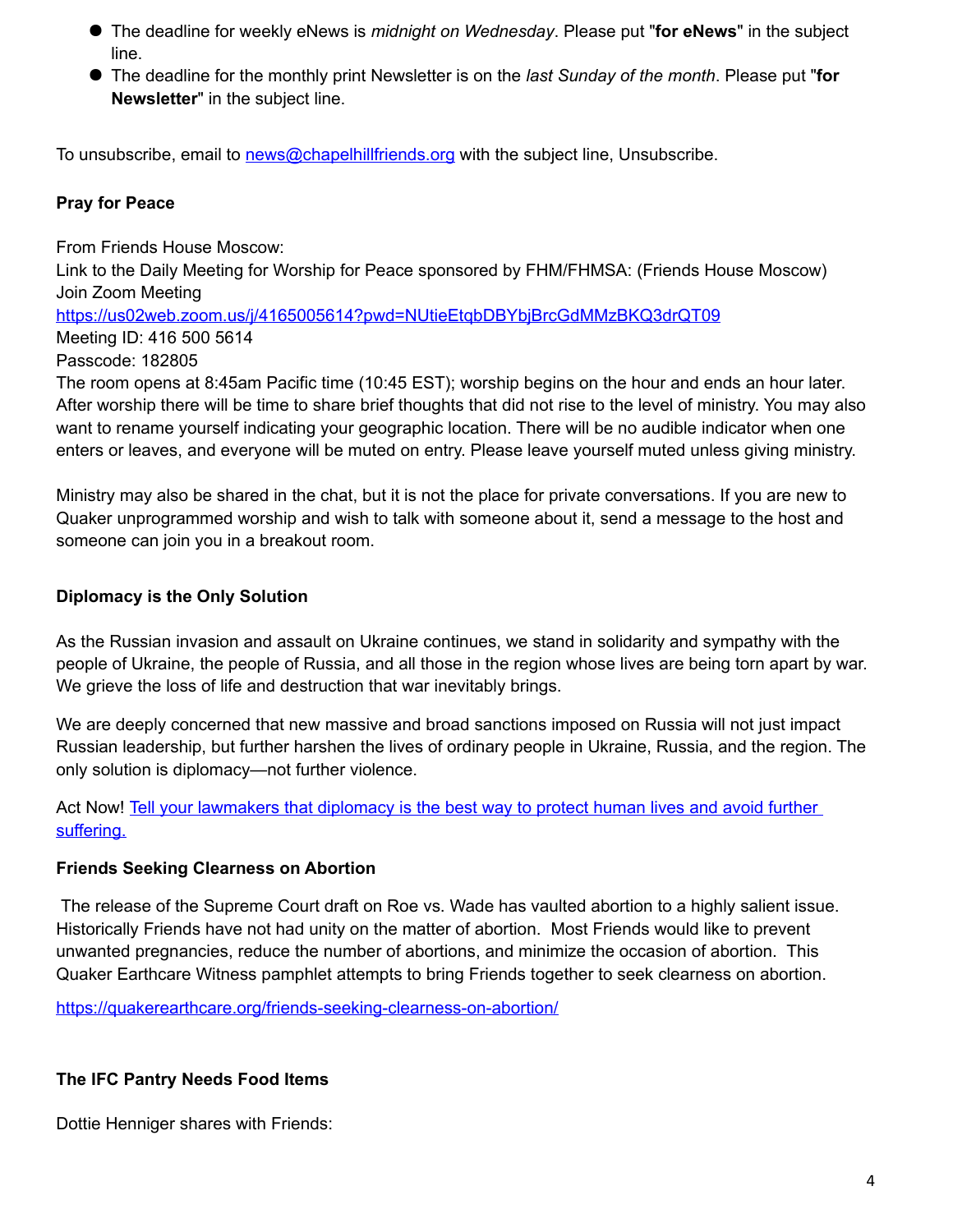- The deadline for weekly eNews is *midnight on Wednesday*. Please put "**for eNews**" in the subject line.
- The deadline for the monthly print Newsletter is on the *last Sunday of the month*. Please put "**for Newsletter**" in the subject line.

To unsubscribe, email to [news@chapelhillfriends.org](mailto:news@chapelhillfriends.org) with the subject line, Unsubscribe.

**Pray for Peace**

From Friends House Moscow:
Link to the Daily Meeting for Worship for Peace sponsored by FHM/FHMSA: (Friends House Moscow)
Join Zoom Meeting
[https://us02web.zoom.us/j/4165005614?pwd=NUtieEtqbDBYbjBrcGdMMzBKQ3drQT09](https://us02web.zoom.us/j/4165005614?pwd=NUtieEtqbDBYbjBrcGdMMzBKQ3drQT09)
Meeting ID: 416 500 5614
Passcode: 182805
The room opens at 8:45am Pacific time (10:45 EST); worship begins on the hour and ends an hour later. After worship there will be time to share brief thoughts that did not rise to the level of ministry. You may also want to rename yourself indicating your geographic location. There will be no audible indicator when one enters or leaves, and everyone will be muted on entry. Please leave yourself muted unless giving ministry.

Ministry may also be shared in the chat, but it is not the place for private conversations. If you are new to Quaker unprogrammed worship and wish to talk with someone about it, send a message to the host and someone can join you in a breakout room.

**Diplomacy is the Only Solution**

As the Russian invasion and assault on Ukraine continues, we stand in solidarity and sympathy with the people of Ukraine, the people of Russia, and all those in the region whose lives are being torn apart by war. We grieve the loss of life and destruction that war inevitably brings.

We are deeply concerned that new massive and broad sanctions imposed on Russia will not just impact Russian leadership, but further harshen the lives of ordinary people in Ukraine, Russia, and the region. The only solution is diplomacy—not further violence.

Act Now! Tell your lawmakers that diplomacy is the best way to protect human lives and avoid further suffering.

**Friends Seeking Clearness on Abortion**

The release of the Supreme Court draft on Roe vs. Wade has vaulted abortion to a highly salient issue. Historically Friends have not had unity on the matter of abortion. Most Friends would like to prevent unwanted pregnancies, reduce the number of abortions, and minimize the occasion of abortion. This Quaker Earthcare Witness pamphlet attempts to bring Friends together to seek clearness on abortion.

[https://quakerearthcare.org/friends-seeking-clearness-on-abortion/](https://quakerearthcare.org/friends-seeking-clearness-on-abortion/)

**The IFC Pantry Needs Food Items**

Dottie Henniger shares with Friends: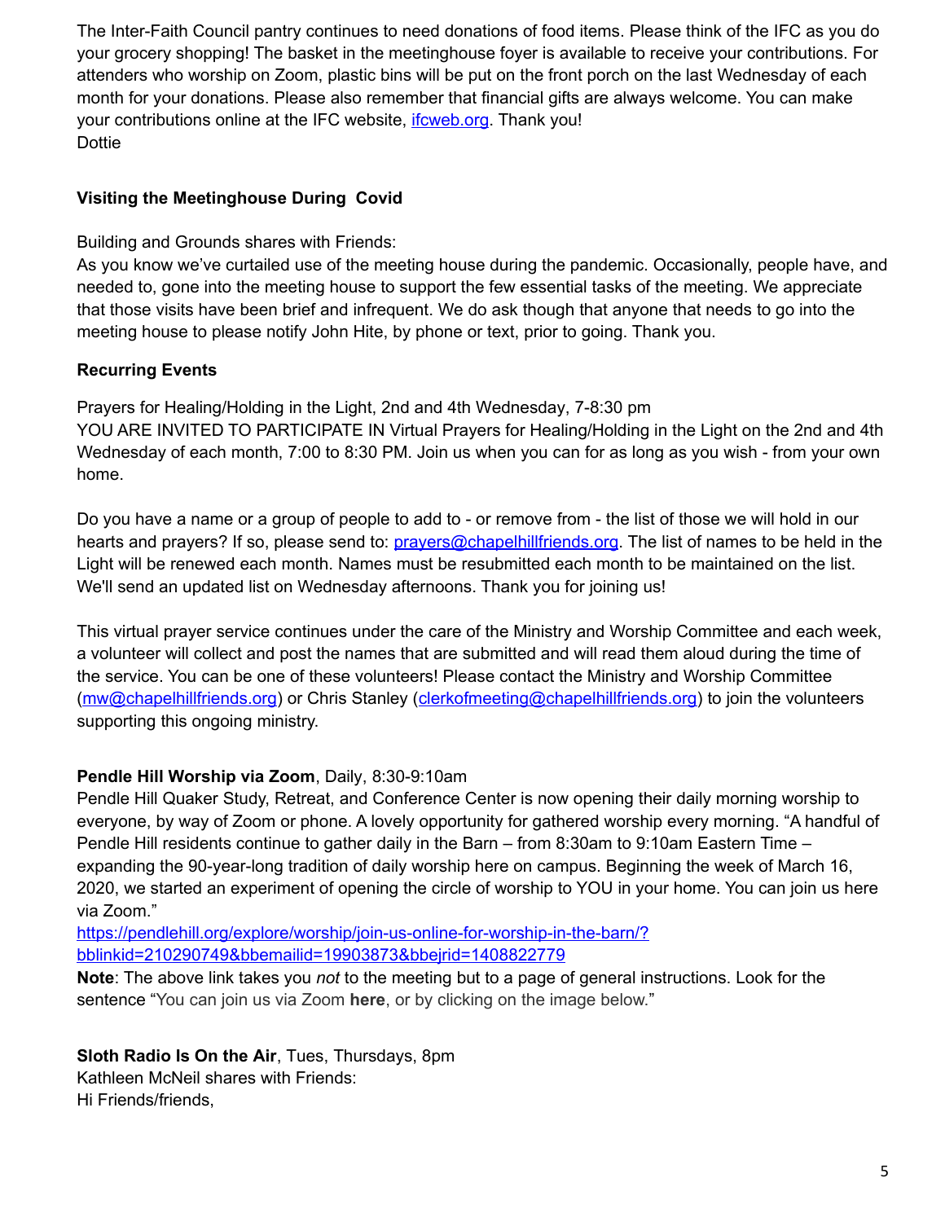The Inter-Faith Council pantry continues to need donations of food items. Please think of the IFC as you do your grocery shopping! The basket in the meetinghouse foyer is available to receive your contributions. For attenders who worship on Zoom, plastic bins will be put on the front porch on the last Wednesday of each month for your donations. Please also remember that financial gifts are always welcome. You can make your contributions online at the IFC website, [ifcweb.org](ifcweb.org). Thank you!
Dottie

**Visiting the Meetinghouse During Covid**

Building and Grounds shares with Friends:
As you know we've curtailed use of the meeting house during the pandemic. Occasionally, people have, and needed to, gone into the meeting house to support the few essential tasks of the meeting. We appreciate that those visits have been brief and infrequent. We do ask though that anyone that needs to go into the meeting house to please notify John Hite, by phone or text, prior to going. Thank you.

**Recurring Events**

Prayers for Healing/Holding in the Light, 2nd and 4th Wednesday, 7-8:30 pm
YOU ARE INVITED TO PARTICIPATE IN Virtual Prayers for Healing/Holding in the Light on the 2nd and 4th Wednesday of each month, 7:00 to 8:30 PM. Join us when you can for as long as you wish - from your own home.

Do you have a name or a group of people to add to - or remove from - the list of those we will hold in our hearts and prayers? If so, please send to: [prayers@chapelhillfriends.org](mailto:prayers@chapelhillfriends.org). The list of names to be held in the Light will be renewed each month. Names must be resubmitted each month to be maintained on the list. We'll send an updated list on Wednesday afternoons. Thank you for joining us!

This virtual prayer service continues under the care of the Ministry and Worship Committee and each week, a volunteer will collect and post the names that are submitted and will read them aloud during the time of the service. You can be one of these volunteers! Please contact the Ministry and Worship Committee ([mw@chapelhillfriends.org](mailto:mw@chapelhillfriends.org)) or Chris Stanley ([clerkofmeeting@chapelhillfriends.org](mailto:clerkofmeeting@chapelhillfriends.org)) to join the volunteers supporting this ongoing ministry.

**Pendle Hill Worship via Zoom**, Daily, 8:30-9:10am
Pendle Hill Quaker Study, Retreat, and Conference Center is now opening their daily morning worship to everyone, by way of Zoom or phone. A lovely opportunity for gathered worship every morning. "A handful of Pendle Hill residents continue to gather daily in the Barn – from 8:30am to 9:10am Eastern Time – expanding the 90-year-long tradition of daily worship here on campus. Beginning the week of March 16, 2020, we started an experiment of opening the circle of worship to YOU in your home. You can join us here via Zoom."
[https://pendlehill.org/explore/worship/join-us-online-for-worship-in-the-barn/?bblinkid=210290749&bbemailid=19903873&bbejrid=1408822779](https://pendlehill.org/explore/worship/join-us-online-for-worship-in-the-barn/?bblinkid=210290749&bbemailid=19903873&bbejrid=1408822779)
**Note**: The above link takes you *not* to the meeting but to a page of general instructions. Look for the sentence "You can join us via Zoom **here**, or by clicking on the image below."

**Sloth Radio Is On the Air**, Tues, Thursdays, 8pm
Kathleen McNeil shares with Friends:
Hi Friends/friends,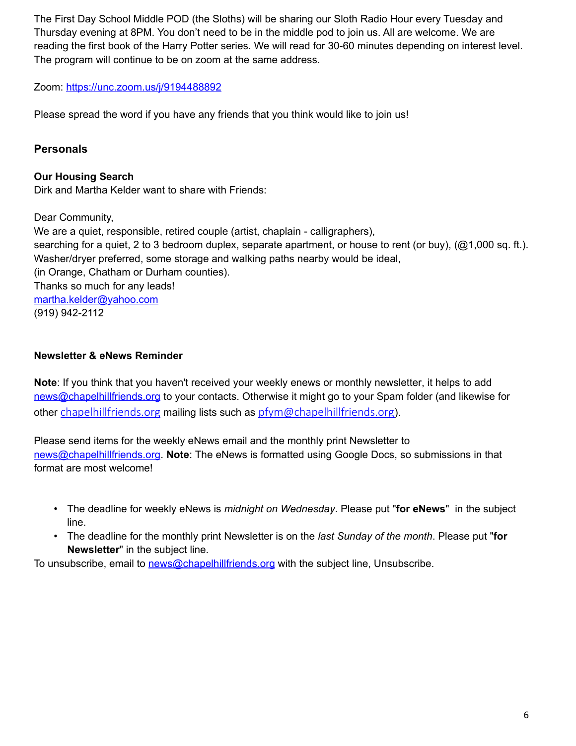The First Day School Middle POD (the Sloths) will be sharing our Sloth Radio Hour every Tuesday and Thursday evening at 8PM. You don't need to be in the middle pod to join us. All are welcome. We are reading the first book of the Harry Potter series. We will read for 30-60 minutes depending on interest level. The program will continue to be on zoom at the same address.

Zoom: https://unc.zoom.us/j/9194488892

Please spread the word if you have any friends that you think would like to join us!

## Personals

### Our Housing Search

Dirk and Martha Kelder want to share with Friends:

Dear Community,
We are a quiet, responsible, retired couple (artist, chaplain - calligraphers),
searching for a quiet, 2 to 3 bedroom duplex, separate apartment, or house to rent (or buy), (@1,000 sq. ft.).
Washer/dryer preferred, some storage and walking paths nearby would be ideal,
(in Orange, Chatham or Durham counties).
Thanks so much for any leads!
martha.kelder@yahoo.com
(919) 942-2112

### Newsletter & eNews Reminder

**Note**: If you think that you haven't received your weekly enews or monthly newsletter, it helps to add news@chapelhillfriends.org to your contacts. Otherwise it might go to your Spam folder (and likewise for other chapelhillfriends.org mailing lists such as pfym@chapelhillfriends.org).

Please send items for the weekly eNews email and the monthly print Newsletter to news@chapelhillfriends.org. **Note**: The eNews is formatted using Google Docs, so submissions in that format are most welcome!

- The deadline for weekly eNews is *midnight on Wednesday*. Please put "**for eNews**" in the subject line.
- The deadline for the monthly print Newsletter is on the *last Sunday of the month*. Please put "**for Newsletter**" in the subject line.

To unsubscribe, email to news@chapelhillfriends.org with the subject line, Unsubscribe.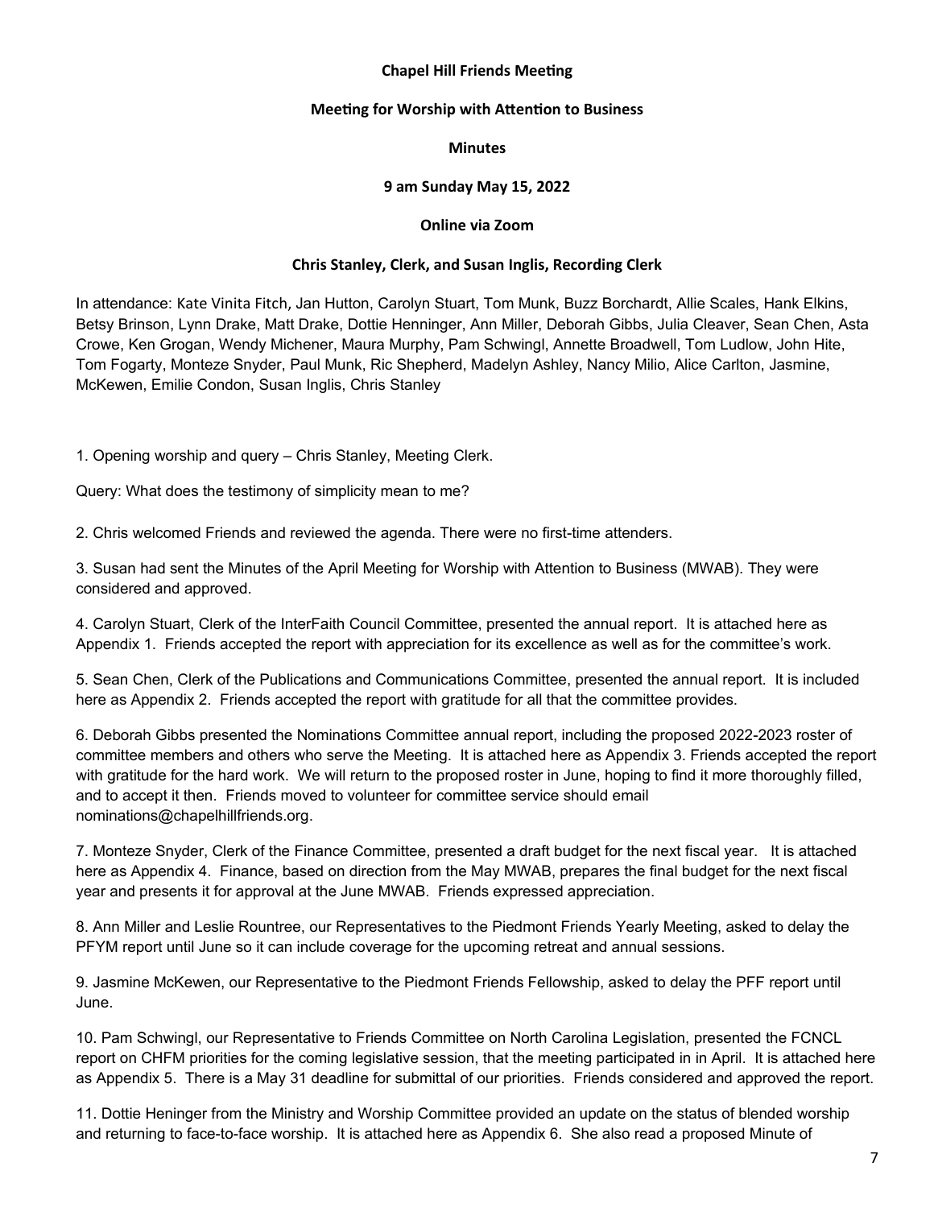**Chapel Hill Friends Meeting**

**Meeting for Worship with Attention to Business**

**Minutes**

**9 am Sunday May 15, 2022**

**Online via Zoom**

**Chris Stanley, Clerk, and Susan Inglis, Recording Clerk**

In attendance: Kate Vinita Fitch, Jan Hutton, Carolyn Stuart, Tom Munk, Buzz Borchardt, Allie Scales, Hank Elkins, Betsy Brinson, Lynn Drake, Matt Drake, Dottie Henninger, Ann Miller, Deborah Gibbs, Julia Cleaver, Sean Chen, Asta Crowe, Ken Grogan, Wendy Michener, Maura Murphy, Pam Schwingl, Annette Broadwell, Tom Ludlow, John Hite, Tom Fogarty, Monteze Snyder, Paul Munk, Ric Shepherd, Madelyn Ashley, Nancy Milio, Alice Carlton, Jasmine, McKewen, Emilie Condon, Susan Inglis, Chris Stanley

1. Opening worship and query – Chris Stanley, Meeting Clerk.

Query: What does the testimony of simplicity mean to me?

2. Chris welcomed Friends and reviewed the agenda. There were no first-time attenders.

3. Susan had sent the Minutes of the April Meeting for Worship with Attention to Business (MWAB). They were considered and approved.

4. Carolyn Stuart, Clerk of the InterFaith Council Committee, presented the annual report. It is attached here as Appendix 1. Friends accepted the report with appreciation for its excellence as well as for the committee's work.

5. Sean Chen, Clerk of the Publications and Communications Committee, presented the annual report. It is included here as Appendix 2. Friends accepted the report with gratitude for all that the committee provides.

6. Deborah Gibbs presented the Nominations Committee annual report, including the proposed 2022-2023 roster of committee members and others who serve the Meeting. It is attached here as Appendix 3. Friends accepted the report with gratitude for the hard work. We will return to the proposed roster in June, hoping to find it more thoroughly filled, and to accept it then. Friends moved to volunteer for committee service should email nominations@chapelhillfriends.org.

7. Monteze Snyder, Clerk of the Finance Committee, presented a draft budget for the next fiscal year. It is attached here as Appendix 4. Finance, based on direction from the May MWAB, prepares the final budget for the next fiscal year and presents it for approval at the June MWAB. Friends expressed appreciation.

8. Ann Miller and Leslie Rountree, our Representatives to the Piedmont Friends Yearly Meeting, asked to delay the PFYM report until June so it can include coverage for the upcoming retreat and annual sessions.

9. Jasmine McKewen, our Representative to the Piedmont Friends Fellowship, asked to delay the PFF report until June.

10. Pam Schwingl, our Representative to Friends Committee on North Carolina Legislation, presented the FCNCL report on CHFM priorities for the coming legislative session, that the meeting participated in in April. It is attached here as Appendix 5. There is a May 31 deadline for submittal of our priorities. Friends considered and approved the report.

11. Dottie Heninger from the Ministry and Worship Committee provided an update on the status of blended worship and returning to face-to-face worship. It is attached here as Appendix 6. She also read a proposed Minute of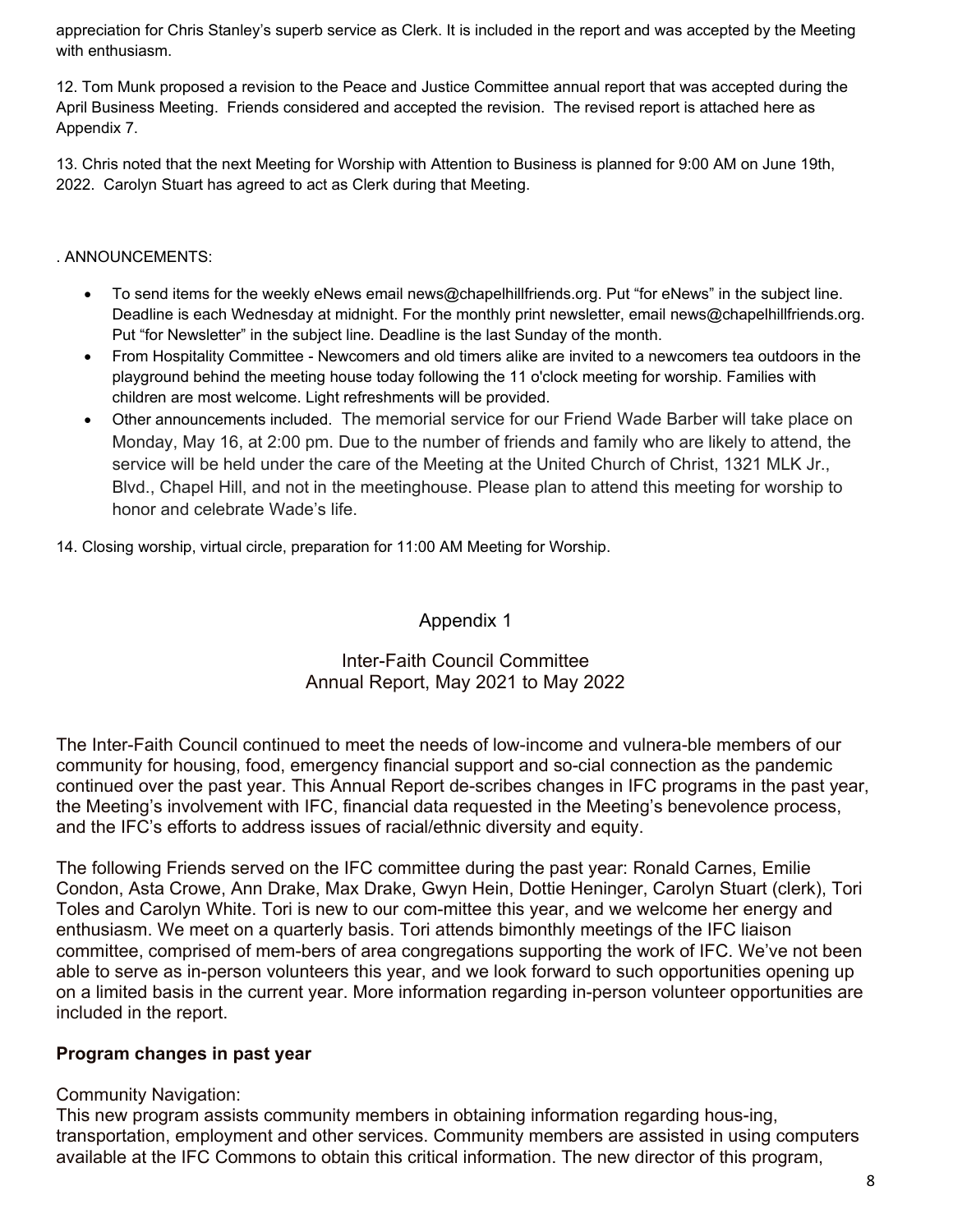appreciation for Chris Stanley's superb service as Clerk. It is included in the report and was accepted by the Meeting with enthusiasm.

12. Tom Munk proposed a revision to the Peace and Justice Committee annual report that was accepted during the April Business Meeting. Friends considered and accepted the revision. The revised report is attached here as Appendix 7.

13. Chris noted that the next Meeting for Worship with Attention to Business is planned for 9:00 AM on June 19th, 2022. Carolyn Stuart has agreed to act as Clerk during that Meeting.

. ANNOUNCEMENTS:

- To send items for the weekly eNews email news@chapelhillfriends.org. Put "for eNews" in the subject line. Deadline is each Wednesday at midnight. For the monthly print newsletter, email news@chapelhillfriends.org. Put "for Newsletter" in the subject line. Deadline is the last Sunday of the month.
- From Hospitality Committee - Newcomers and old timers alike are invited to a newcomers tea outdoors in the playground behind the meeting house today following the 11 o'clock meeting for worship. Families with children are most welcome. Light refreshments will be provided.
- Other announcements included. The memorial service for our Friend Wade Barber will take place on Monday, May 16, at 2:00 pm. Due to the number of friends and family who are likely to attend, the service will be held under the care of the Meeting at the United Church of Christ, 1321 MLK Jr., Blvd., Chapel Hill, and not in the meetinghouse. Please plan to attend this meeting for worship to honor and celebrate Wade's life.

14. Closing worship, virtual circle, preparation for 11:00 AM Meeting for Worship.

## Appendix 1

### Inter-Faith Council Committee
### Annual Report, May 2021 to May 2022

The Inter-Faith Council continued to meet the needs of low-income and vulnera-ble members of our community for housing, food, emergency financial support and so-cial connection as the pandemic continued over the past year. This Annual Report de-scribes changes in IFC programs in the past year, the Meeting's involvement with IFC, financial data requested in the Meeting's benevolence process, and the IFC's efforts to address issues of racial/ethnic diversity and equity.

The following Friends served on the IFC committee during the past year: Ronald Carnes, Emilie Condon, Asta Crowe, Ann Drake, Max Drake, Gwyn Hein, Dottie Heninger, Carolyn Stuart (clerk), Tori Toles and Carolyn White. Tori is new to our com-mittee this year, and we welcome her energy and enthusiasm. We meet on a quarterly basis. Tori attends bimonthly meetings of the IFC liaison committee, comprised of mem-bers of area congregations supporting the work of IFC. We've not been able to serve as in-person volunteers this year, and we look forward to such opportunities opening up on a limited basis in the current year. More information regarding in-person volunteer opportunities are included in the report.

**Program changes in past year**

Community Navigation:
This new program assists community members in obtaining information regarding hous-ing, transportation, employment and other services. Community members are assisted in using computers available at the IFC Commons to obtain this critical information. The new director of this program,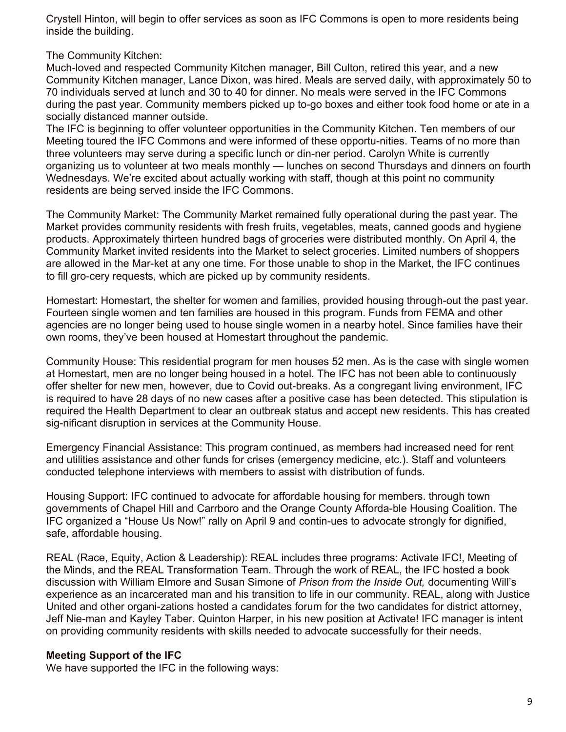Crystell Hinton, will begin to offer services as soon as IFC Commons is open to more residents being inside the building.

The Community Kitchen:
Much-loved and respected Community Kitchen manager, Bill Culton, retired this year, and a new Community Kitchen manager, Lance Dixon, was hired. Meals are served daily, with approximately 50 to 70 individuals served at lunch and 30 to 40 for dinner. No meals were served in the IFC Commons during the past year. Community members picked up to-go boxes and either took food home or ate in a socially distanced manner outside.
The IFC is beginning to offer volunteer opportunities in the Community Kitchen. Ten members of our Meeting toured the IFC Commons and were informed of these opportu-nities. Teams of no more than three volunteers may serve during a specific lunch or din-ner period. Carolyn White is currently organizing us to volunteer at two meals monthly — lunches on second Thursdays and dinners on fourth Wednesdays. We're excited about actually working with staff, though at this point no community residents are being served inside the IFC Commons.

The Community Market: The Community Market remained fully operational during the past year. The Market provides community residents with fresh fruits, vegetables, meats, canned goods and hygiene products. Approximately thirteen hundred bags of groceries were distributed monthly. On April 4, the Community Market invited residents into the Market to select groceries. Limited numbers of shoppers are allowed in the Mar-ket at any one time. For those unable to shop in the Market, the IFC continues to fill gro-cery requests, which are picked up by community residents.

Homestart: Homestart, the shelter for women and families, provided housing through-out the past year. Fourteen single women and ten families are housed in this program. Funds from FEMA and other agencies are no longer being used to house single women in a nearby hotel. Since families have their own rooms, they've been housed at Homestart throughout the pandemic.

Community House: This residential program for men houses 52 men. As is the case with single women at Homestart, men are no longer being housed in a hotel. The IFC has not been able to continuously offer shelter for new men, however, due to Covid out-breaks. As a congregant living environment, IFC is required to have 28 days of no new cases after a positive case has been detected. This stipulation is required the Health Department to clear an outbreak status and accept new residents. This has created sig-nificant disruption in services at the Community House.

Emergency Financial Assistance: This program continued, as members had increased need for rent and utilities assistance and other funds for crises (emergency medicine, etc.). Staff and volunteers conducted telephone interviews with members to assist with distribution of funds.

Housing Support: IFC continued to advocate for affordable housing for members. through town governments of Chapel Hill and Carrboro and the Orange County Afforda-ble Housing Coalition. The IFC organized a "House Us Now!" rally on April 9 and contin-ues to advocate strongly for dignified, safe, affordable housing.

REAL (Race, Equity, Action & Leadership): REAL includes three programs: Activate IFC!, Meeting of the Minds, and the REAL Transformation Team. Through the work of REAL, the IFC hosted a book discussion with William Elmore and Susan Simone of *Prison from the Inside Out,* documenting Will's experience as an incarcerated man and his transition to life in our community. REAL, along with Justice United and other organi-zations hosted a candidates forum for the two candidates for district attorney, Jeff Nie-man and Kayley Taber. Quinton Harper, in his new position at Activate! IFC manager is intent on providing community residents with skills needed to advocate successfully for their needs.

**Meeting Support of the IFC**

We have supported the IFC in the following ways: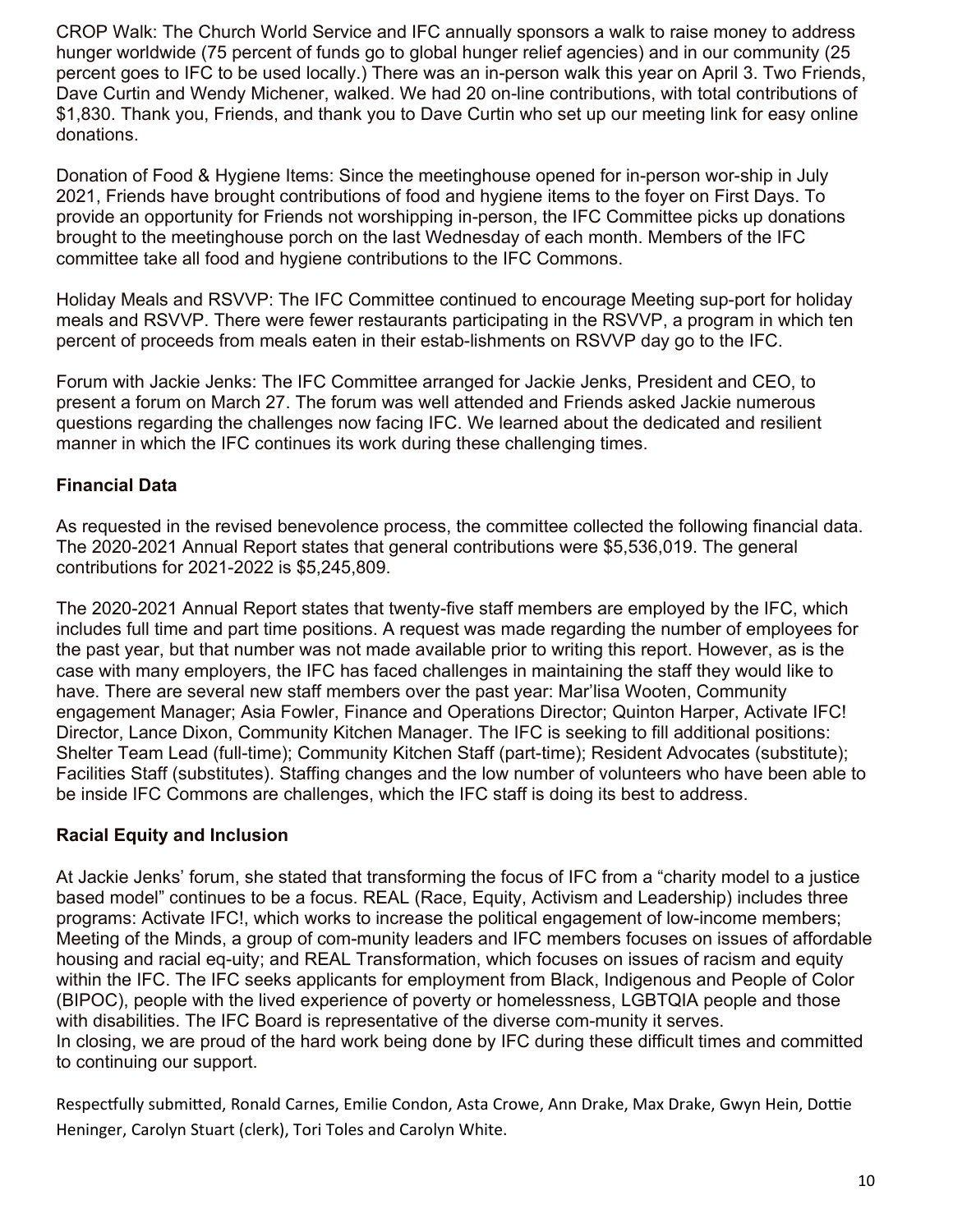CROP Walk: The Church World Service and IFC annually sponsors a walk to raise money to address hunger worldwide (75 percent of funds go to global hunger relief agencies) and in our community (25 percent goes to IFC to be used locally.) There was an in-person walk this year on April 3. Two Friends, Dave Curtin and Wendy Michener, walked. We had 20 on-line contributions, with total contributions of $1,830. Thank you, Friends, and thank you to Dave Curtin who set up our meeting link for easy online donations.

Donation of Food & Hygiene Items: Since the meetinghouse opened for in-person wor-ship in July 2021, Friends have brought contributions of food and hygiene items to the foyer on First Days. To provide an opportunity for Friends not worshipping in-person, the IFC Committee picks up donations brought to the meetinghouse porch on the last Wednesday of each month. Members of the IFC committee take all food and hygiene contributions to the IFC Commons.

Holiday Meals and RSVVP: The IFC Committee continued to encourage Meeting sup-port for holiday meals and RSVVP. There were fewer restaurants participating in the RSVVP, a program in which ten percent of proceeds from meals eaten in their estab-lishments on RSVVP day go to the IFC.

Forum with Jackie Jenks: The IFC Committee arranged for Jackie Jenks, President and CEO, to present a forum on March 27. The forum was well attended and Friends asked Jackie numerous questions regarding the challenges now facing IFC. We learned about the dedicated and resilient manner in which the IFC continues its work during these challenging times.

**Financial Data**

As requested in the revised benevolence process, the committee collected the following financial data. The 2020-2021 Annual Report states that general contributions were $5,536,019. The general contributions for 2021-2022 is $5,245,809.

The 2020-2021 Annual Report states that twenty-five staff members are employed by the IFC, which includes full time and part time positions. A request was made regarding the number of employees for the past year, but that number was not made available prior to writing this report. However, as is the case with many employers, the IFC has faced challenges in maintaining the staff they would like to have. There are several new staff members over the past year: Mar'lisa Wooten, Community engagement Manager; Asia Fowler, Finance and Operations Director; Quinton Harper, Activate IFC! Director, Lance Dixon, Community Kitchen Manager. The IFC is seeking to fill additional positions: Shelter Team Lead (full-time); Community Kitchen Staff (part-time); Resident Advocates (substitute); Facilities Staff (substitutes). Staffing changes and the low number of volunteers who have been able to be inside IFC Commons are challenges, which the IFC staff is doing its best to address.

**Racial Equity and Inclusion**

At Jackie Jenks' forum, she stated that transforming the focus of IFC from a "charity model to a justice based model" continues to be a focus. REAL (Race, Equity, Activism and Leadership) includes three programs: Activate IFC!, which works to increase the political engagement of low-income members; Meeting of the Minds, a group of com-munity leaders and IFC members focuses on issues of affordable housing and racial eq-uity; and REAL Transformation, which focuses on issues of racism and equity within the IFC. The IFC seeks applicants for employment from Black, Indigenous and People of Color (BIPOC), people with the lived experience of poverty or homelessness, LGBTQIA people and those with disabilities. The IFC Board is representative of the diverse com-munity it serves.
In closing, we are proud of the hard work being done by IFC during these difficult times and committed to continuing our support.

Respectfully submitted, Ronald Carnes, Emilie Condon, Asta Crowe, Ann Drake, Max Drake, Gwyn Hein, Dottie Heninger, Carolyn Stuart (clerk), Tori Toles and Carolyn White.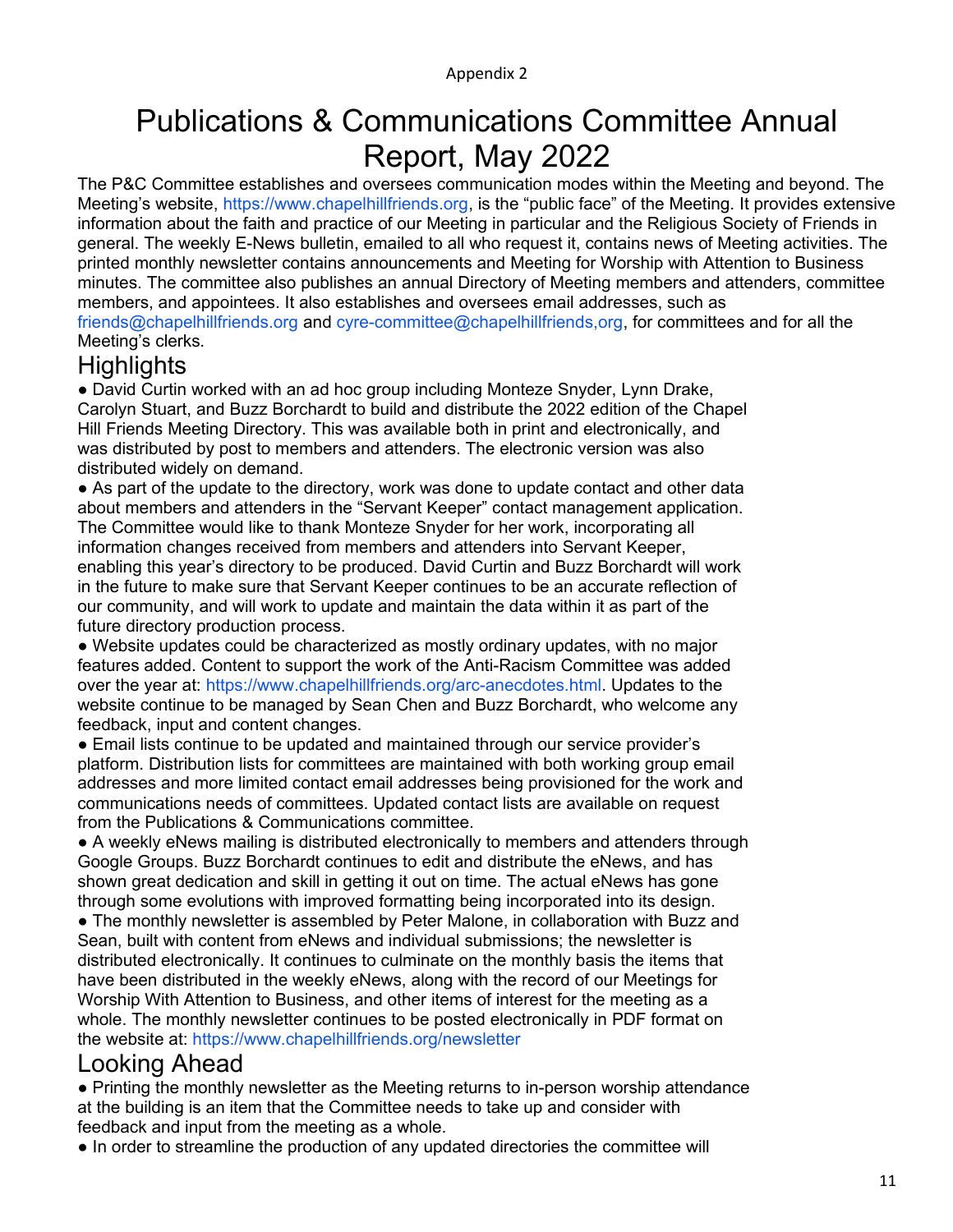Appendix 2

# Publications & Communications Committee Annual Report, May 2022

The P&C Committee establishes and oversees communication modes within the Meeting and beyond. The Meeting's website, https://www.chapelhillfriends.org, is the "public face" of the Meeting. It provides extensive information about the faith and practice of our Meeting in particular and the Religious Society of Friends in general. The weekly E-News bulletin, emailed to all who request it, contains news of Meeting activities. The printed monthly newsletter contains announcements and Meeting for Worship with Attention to Business minutes. The committee also publishes an annual Directory of Meeting members and attenders, committee members, and appointees. It also establishes and oversees email addresses, such as friends@chapelhillfriends.org and cyre-committee@chapelhillfriends,org, for committees and for all the Meeting's clerks.

## Highlights

- David Curtin worked with an ad hoc group including Monteze Snyder, Lynn Drake, Carolyn Stuart, and Buzz Borchardt to build and distribute the 2022 edition of the Chapel Hill Friends Meeting Directory. This was available both in print and electronically, and was distributed by post to members and attenders. The electronic version was also distributed widely on demand.
- As part of the update to the directory, work was done to update contact and other data about members and attenders in the "Servant Keeper" contact management application. The Committee would like to thank Monteze Snyder for her work, incorporating all information changes received from members and attenders into Servant Keeper, enabling this year's directory to be produced. David Curtin and Buzz Borchardt will work in the future to make sure that Servant Keeper continues to be an accurate reflection of our community, and will work to update and maintain the data within it as part of the future directory production process.
- Website updates could be characterized as mostly ordinary updates, with no major features added. Content to support the work of the Anti-Racism Committee was added over the year at: https://www.chapelhillfriends.org/arc-anecdotes.html. Updates to the website continue to be managed by Sean Chen and Buzz Borchardt, who welcome any feedback, input and content changes.
- Email lists continue to be updated and maintained through our service provider's platform. Distribution lists for committees are maintained with both working group email addresses and more limited contact email addresses being provisioned for the work and communications needs of committees. Updated contact lists are available on request from the Publications & Communications committee.
- A weekly eNews mailing is distributed electronically to members and attenders through Google Groups. Buzz Borchardt continues to edit and distribute the eNews, and has shown great dedication and skill in getting it out on time. The actual eNews has gone through some evolutions with improved formatting being incorporated into its design.
- The monthly newsletter is assembled by Peter Malone, in collaboration with Buzz and Sean, built with content from eNews and individual submissions; the newsletter is distributed electronically. It continues to culminate on the monthly basis the items that have been distributed in the weekly eNews, along with the record of our Meetings for Worship With Attention to Business, and other items of interest for the meeting as a whole. The monthly newsletter continues to be posted electronically in PDF format on the website at: https://www.chapelhillfriends.org/newsletter

## Looking Ahead

- Printing the monthly newsletter as the Meeting returns to in-person worship attendance at the building is an item that the Committee needs to take up and consider with feedback and input from the meeting as a whole.
- In order to streamline the production of any updated directories the committee will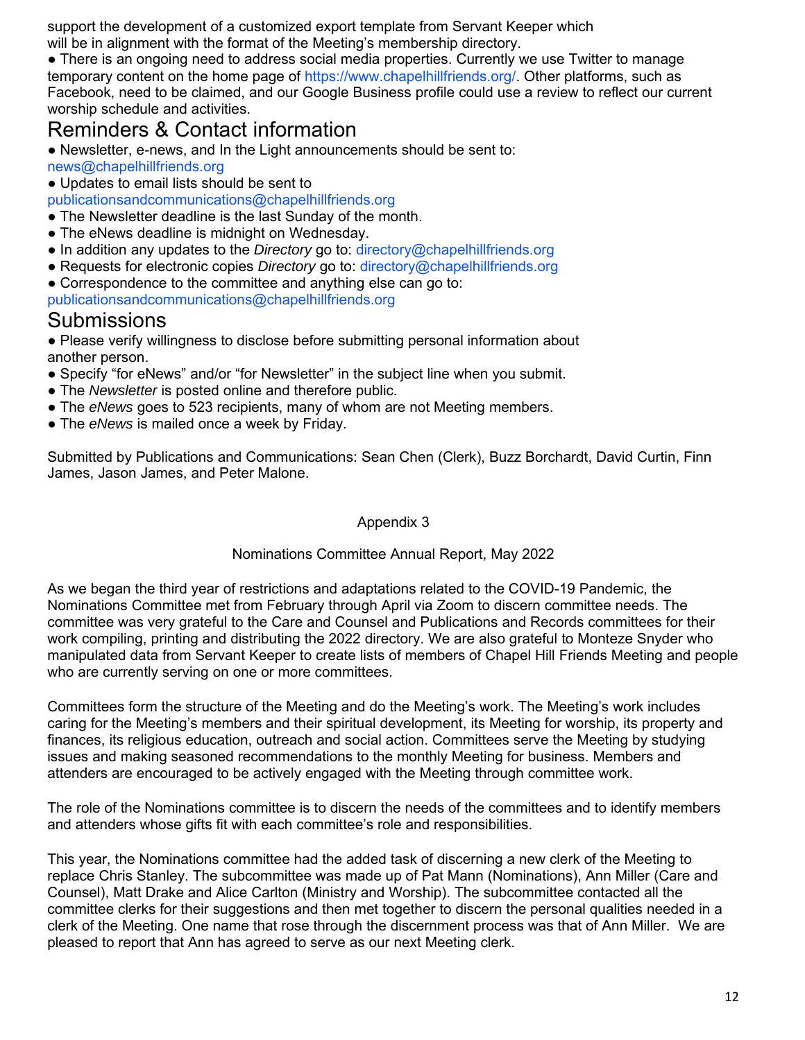support the development of a customized export template from Servant Keeper which will be in alignment with the format of the Meeting's membership directory.

● There is an ongoing need to address social media properties. Currently we use Twitter to manage temporary content on the home page of https://www.chapelhillfriends.org/. Other platforms, such as Facebook, need to be claimed, and our Google Business profile could use a review to reflect our current worship schedule and activities.

## Reminders & Contact information

● Newsletter, e-news, and In the Light announcements should be sent to: news@chapelhillfriends.org

● Updates to email lists should be sent to publicationsandcommunications@chapelhillfriends.org

● The Newsletter deadline is the last Sunday of the month.

● The eNews deadline is midnight on Wednesday.

● In addition any updates to the *Directory* go to: directory@chapelhillfriends.org

● Requests for electronic copies *Directory* go to: directory@chapelhillfriends.org

● Correspondence to the committee and anything else can go to: publicationsandcommunications@chapelhillfriends.org

## Submissions

● Please verify willingness to disclose before submitting personal information about another person.

● Specify "for eNews" and/or "for Newsletter" in the subject line when you submit.

● The *Newsletter* is posted online and therefore public.

● The *eNews* goes to 523 recipients, many of whom are not Meeting members.

● The *eNews* is mailed once a week by Friday.

Submitted by Publications and Communications: Sean Chen (Clerk), Buzz Borchardt, David Curtin, Finn James, Jason James, and Peter Malone.

Appendix 3

Nominations Committee Annual Report, May 2022

As we began the third year of restrictions and adaptations related to the COVID-19 Pandemic, the Nominations Committee met from February through April via Zoom to discern committee needs. The committee was very grateful to the Care and Counsel and Publications and Records committees for their work compiling, printing and distributing the 2022 directory. We are also grateful to Monteze Snyder who manipulated data from Servant Keeper to create lists of members of Chapel Hill Friends Meeting and people who are currently serving on one or more committees.

Committees form the structure of the Meeting and do the Meeting's work. The Meeting's work includes caring for the Meeting's members and their spiritual development, its Meeting for worship, its property and finances, its religious education, outreach and social action. Committees serve the Meeting by studying issues and making seasoned recommendations to the monthly Meeting for business. Members and attenders are encouraged to be actively engaged with the Meeting through committee work.

The role of the Nominations committee is to discern the needs of the committees and to identify members and attenders whose gifts fit with each committee's role and responsibilities.

This year, the Nominations committee had the added task of discerning a new clerk of the Meeting to replace Chris Stanley. The subcommittee was made up of Pat Mann (Nominations), Ann Miller (Care and Counsel), Matt Drake and Alice Carlton (Ministry and Worship). The subcommittee contacted all the committee clerks for their suggestions and then met together to discern the personal qualities needed in a clerk of the Meeting. One name that rose through the discernment process was that of Ann Miller. We are pleased to report that Ann has agreed to serve as our next Meeting clerk.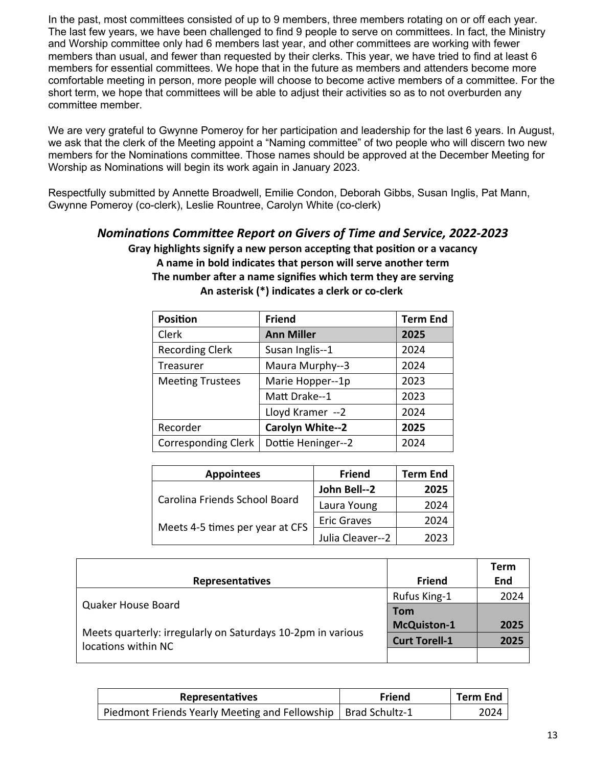In the past, most committees consisted of up to 9 members, three members rotating on or off each year. The last few years, we have been challenged to find 9 people to serve on committees. In fact, the Ministry and Worship committee only had 6 members last year, and other committees are working with fewer members than usual, and fewer than requested by their clerks. This year, we have tried to find at least 6 members for essential committees. We hope that in the future as members and attenders become more comfortable meeting in person, more people will choose to become active members of a committee. For the short term, we hope that committees will be able to adjust their activities so as to not overburden any committee member.

We are very grateful to Gwynne Pomeroy for her participation and leadership for the last 6 years. In August, we ask that the clerk of the Meeting appoint a "Naming committee" of two people who will discern two new members for the Nominations committee. Those names should be approved at the December Meeting for Worship as Nominations will begin its work again in January 2023.

Respectfully submitted by Annette Broadwell, Emilie Condon, Deborah Gibbs, Susan Inglis, Pat Mann, Gwynne Pomeroy (co-clerk), Leslie Rountree, Carolyn White (co-clerk)

## *Nominations Committee Report on Givers of Time and Service, 2022-2023*

**Gray highlights signify a new person accepting that position or a vacancy**
**A name in bold indicates that person will serve another term**
**The number after a name signifies which term they are serving**
**An asterisk (*) indicates a clerk or co-clerk**

| Position | Friend | Term End |
|---|---|---|
| Clerk | **Ann Miller** | **2025** |
| Recording Clerk | Susan Inglis--1 | 2024 |
| Treasurer | Maura Murphy--3 | 2024 |
| Meeting Trustees | Marie Hopper--1p | 2023 |
| | Matt Drake--1 | 2023 |
| | Lloyd Kramer --2 | 2024 |
| Recorder | **Carolyn White--2** | **2025** |
| Corresponding Clerk | Dottie Heninger--2 | 2024 |

| Appointees | Friend | Term End |
|---|---|---|
| Carolina Friends School Board | **John Bell--2** | **2025** |
| | Laura Young | 2024 |
| Meets 4-5 times per year at CFS | Eric Graves | 2024 |
| | Julia Cleaver--2 | 2023 |

| Representatives | Friend | Term End |
|---|---|---|
| Quaker House Board | Rufus King-1 | 2024 |
| | **Tom McQuiston-1** | **2025** |
| Meets quarterly: irregularly on Saturdays 10-2pm in various locations within NC | **Curt Torell-1** | **2025** |
| | | |

| Representatives | Friend | Term End |
|---|---|---|
| Piedmont Friends Yearly Meeting and Fellowship | Brad Schultz-1 | 2024 |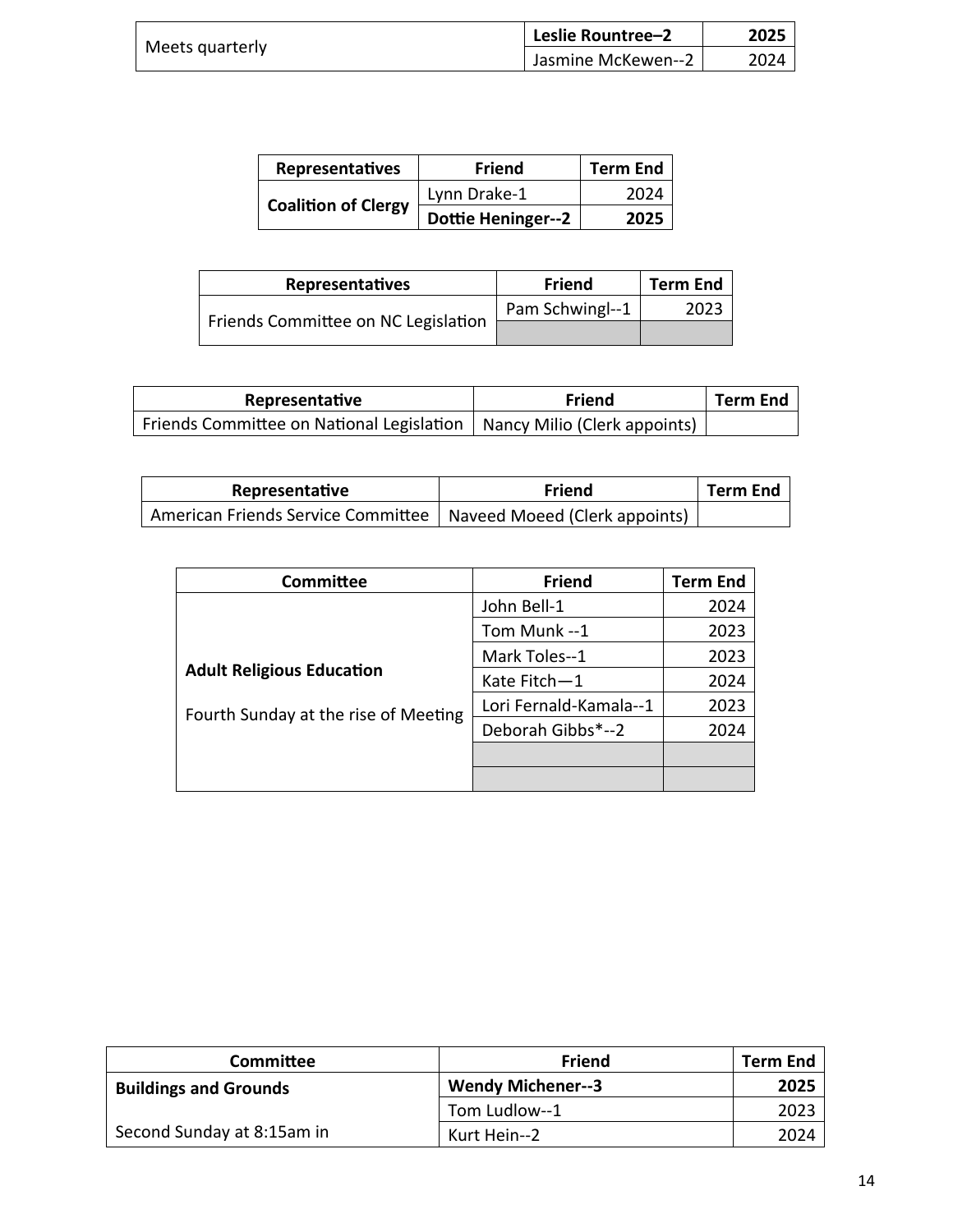| | | |
|---|---|---|
| Meets quarterly | **Leslie Rountree–2** | **2025** |
| | Jasmine McKewen--2 | 2024 |

| Representatives | Friend | Term End |
|---|---|---|
| **Coalition of Clergy** | Lynn Drake-1 | 2024 |
| | **Dottie Heninger--2** | **2025** |

| Representatives | Friend | Term End |
|---|---|---|
| Friends Committee on NC Legislation | Pam Schwingl--1 | 2023 |
| | | |

| Representative | Friend | Term End |
|---|---|---|
| Friends Committee on National Legislation | Nancy Milio (Clerk appoints) | |

| Representative | Friend | Term End |
|---|---|---|
| American Friends Service Committee | Naveed Moeed (Clerk appoints) | |

| Committee | Friend | Term End |
|---|---|---|
| **Adult Religious Education**<br><br>Fourth Sunday at the rise of Meeting | John Bell-1 | 2024 |
| | Tom Munk --1 | 2023 |
| | Mark Toles--1 | 2023 |
| | Kate Fitch—1 | 2024 |
| | Lori Fernald-Kamala--1 | 2023 |
| | Deborah Gibbs*--2 | 2024 |
| | | |
| | | |

| Committee | Friend | Term End |
|---|---|---|
| **Buildings and Grounds** | **Wendy Michener--3** | **2025** |
| | Tom Ludlow--1 | 2023 |
| Second Sunday at 8:15am in | Kurt Hein--2 | 2024 |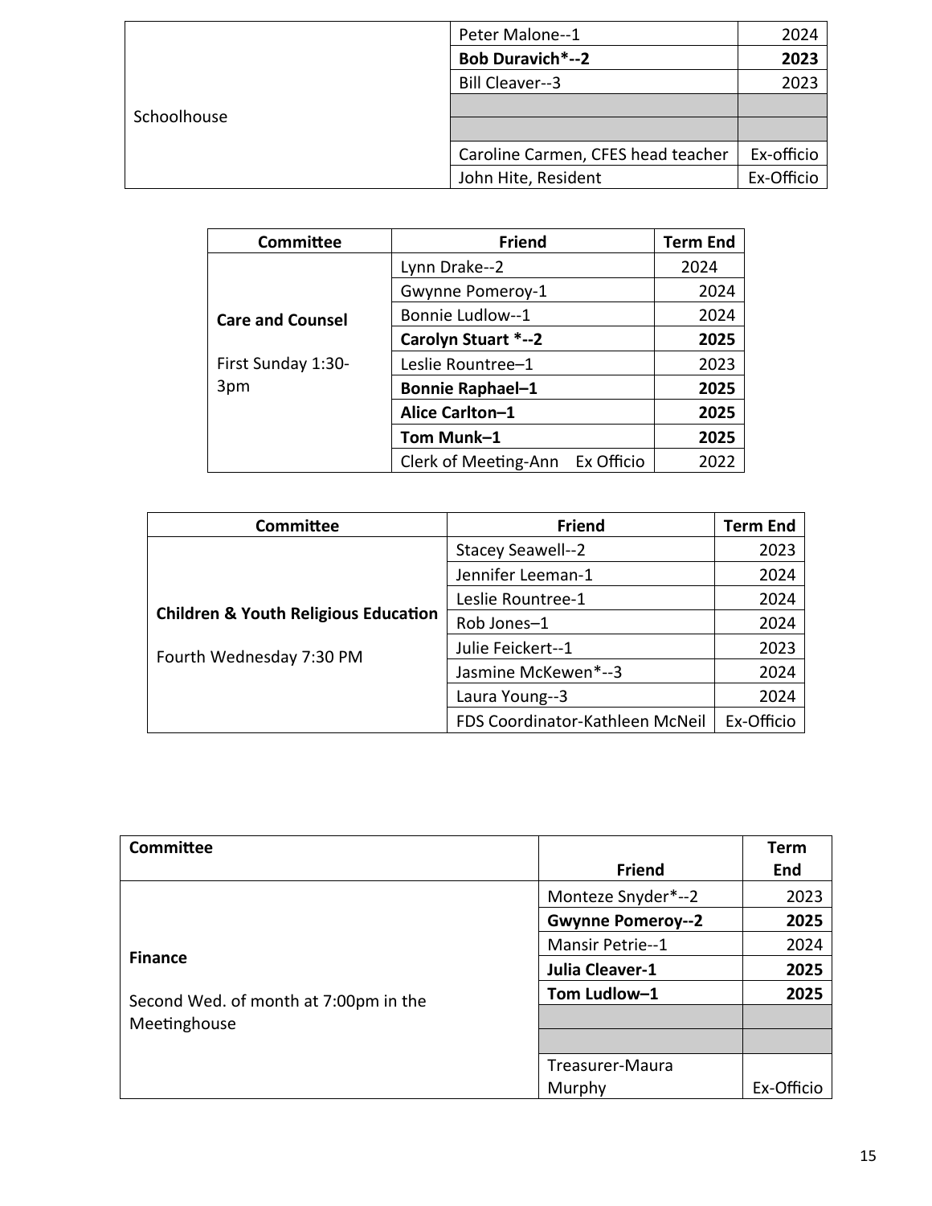| | | |
|---|---|---|
| Schoolhouse | Peter Malone--1 | 2024 |
| | **Bob Duravich*--2** | **2023** |
| | Bill Cleaver--3 | 2023 |
| | | |
| | | |
| | Caroline Carmen, CFES head teacher | Ex-officio |
| | John Hite, Resident | Ex-Officio |

| Committee | Friend | Term End |
|---|---|---|
| **Care and Counsel**<br><br>First Sunday 1:30-3pm | Lynn Drake--2 | 2024 |
| | Gwynne Pomeroy-1 | 2024 |
| | Bonnie Ludlow--1 | 2024 |
| | **Carolyn Stuart *--2** | **2025** |
| | Leslie Rountree–1 | 2023 |
| | **Bonnie Raphael–1** | **2025** |
| | **Alice Carlton–1** | **2025** |
| | **Tom Munk–1** | **2025** |
| | Clerk of Meeting-Ann Ex Officio | 2022 |

| Committee | Friend | Term End |
|---|---|---|
| **Children & Youth Religious Education**<br><br>Fourth Wednesday 7:30 PM | Stacey Seawell--2 | 2023 |
| | Jennifer Leeman-1 | 2024 |
| | Leslie Rountree-1 | 2024 |
| | Rob Jones–1 | 2024 |
| | Julie Feickert--1 | 2023 |
| | Jasmine McKewen*--3 | 2024 |
| | Laura Young--3 | 2024 |
| | FDS Coordinator-Kathleen McNeil | Ex-Officio |

| Committee | Friend | Term End |
|---|---|---|
| **Finance**<br><br>Second Wed. of month at 7:00pm in the Meetinghouse | Monteze Snyder*--2 | 2023 |
| | **Gwynne Pomeroy--2** | **2025** |
| | Mansir Petrie--1 | 2024 |
| | **Julia Cleaver-1** | **2025** |
| | **Tom Ludlow–1** | **2025** |
| | | |
| | | |
| | Treasurer-Maura Murphy | Ex-Officio |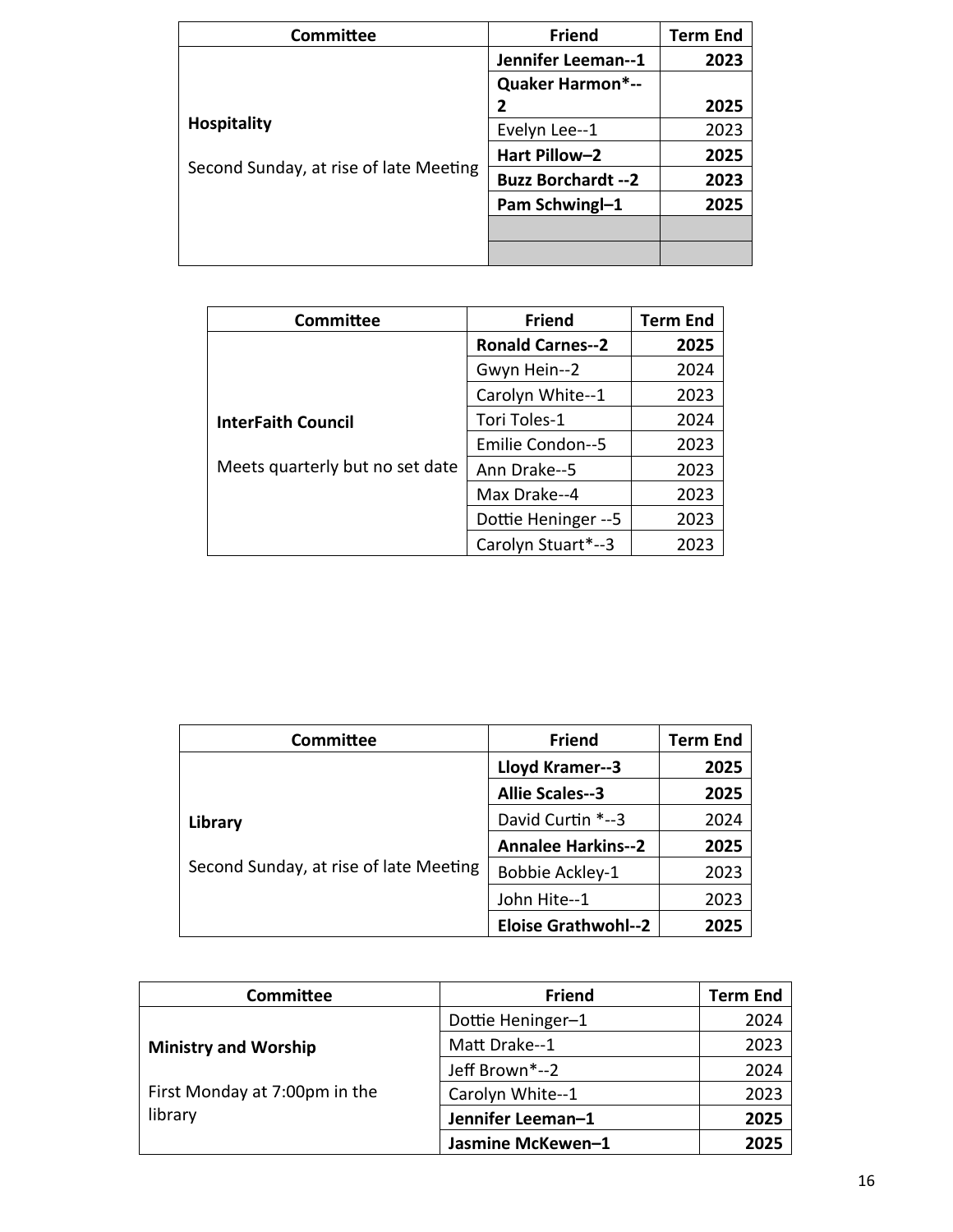| Committee | Friend | Term End |
|---|---|---|
| **Hospitality**<br><br>Second Sunday, at rise of late Meeting | **Jennifer Leeman--1** | **2023** |
| | **Quaker Harmon*--2** | **2025** |
| | Evelyn Lee--1 | 2023 |
| | **Hart Pillow–2** | **2025** |
| | **Buzz Borchardt --2** | **2023** |
| | **Pam Schwingl–1** | **2025** |
| | | |
| | | |

| Committee | Friend | Term End |
|---|---|---|
| **InterFaith Council**<br><br>Meets quarterly but no set date | **Ronald Carnes--2** | **2025** |
| | Gwyn Hein--2 | 2024 |
| | Carolyn White--1 | 2023 |
| | Tori Toles-1 | 2024 |
| | Emilie Condon--5 | 2023 |
| | Ann Drake--5 | 2023 |
| | Max Drake--4 | 2023 |
| | Dottie Heninger --5 | 2023 |
| | Carolyn Stuart*--3 | 2023 |

| Committee | Friend | Term End |
|---|---|---|
| **Library**<br><br>Second Sunday, at rise of late Meeting | **Lloyd Kramer--3** | **2025** |
| | **Allie Scales--3** | **2025** |
| | David Curtin *--3 | 2024 |
| | **Annalee Harkins--2** | **2025** |
| | Bobbie Ackley-1 | 2023 |
| | John Hite--1 | 2023 |
| | **Eloise Grathwohl--2** | **2025** |

| Committee | Friend | Term End |
|---|---|---|
| **Ministry and Worship**<br><br>First Monday at 7:00pm in the library | Dottie Heninger–1 | 2024 |
| | Matt Drake--1 | 2023 |
| | Jeff Brown*--2 | 2024 |
| | Carolyn White--1 | 2023 |
| | **Jennifer Leeman–1** | **2025** |
| | **Jasmine McKewen–1** | **2025** |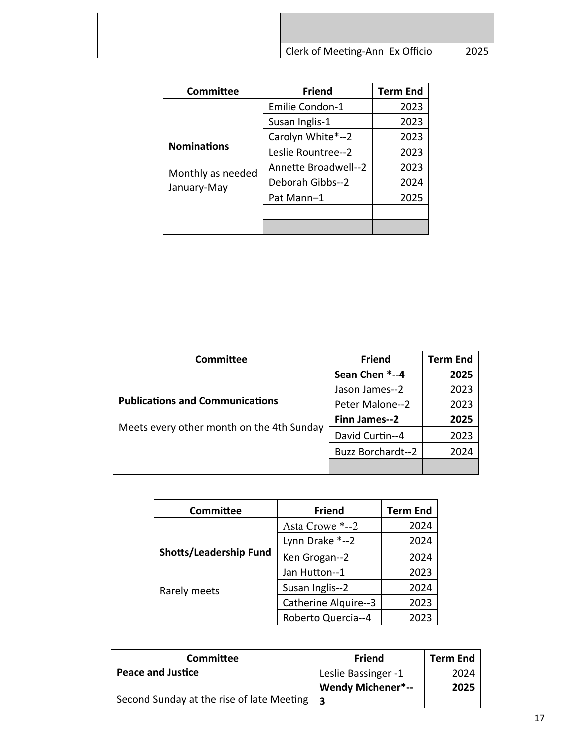| | | |
|---|---|---|
| | | |
| | | |
| | Clerk of Meeting-Ann Ex Officio | 2025 |

| Committee | Friend | Term End |
|---|---|---|
| **Nominations**<br><br>Monthly as needed January-May | Emilie Condon-1 | 2023 |
| | Susan Inglis-1 | 2023 |
| | Carolyn White*--2 | 2023 |
| | Leslie Rountree--2 | 2023 |
| | Annette Broadwell--2 | 2023 |
| | Deborah Gibbs--2 | 2024 |
| | Pat Mann–1 | 2025 |
| | | |
| | | |

| Committee | Friend | Term End |
|---|---|---|
| **Publications and Communications**<br><br>Meets every other month on the 4th Sunday | **Sean Chen *--4** | **2025** |
| | Jason James--2 | 2023 |
| | Peter Malone--2 | 2023 |
| | **Finn James--2** | **2025** |
| | David Curtin--4 | 2023 |
| | Buzz Borchardt--2 | 2024 |
| | | |

| Committee | Friend | Term End |
|---|---|---|
| **Shotts/Leadership Fund**<br><br>Rarely meets | Asta Crowe *--2 | 2024 |
| | Lynn Drake *--2 | 2024 |
| | Ken Grogan--2 | 2024 |
| | Jan Hutton--1 | 2023 |
| | Susan Inglis--2 | 2024 |
| | Catherine Alquire--3 | 2023 |
| | Roberto Quercia--4 | 2023 |

| Committee | Friend | Term End |
|---|---|---|
| **Peace and Justice**<br><br>Second Sunday at the rise of late Meeting | Leslie Bassinger -1 | 2024 |
| | **Wendy Michener*--3** | **2025** |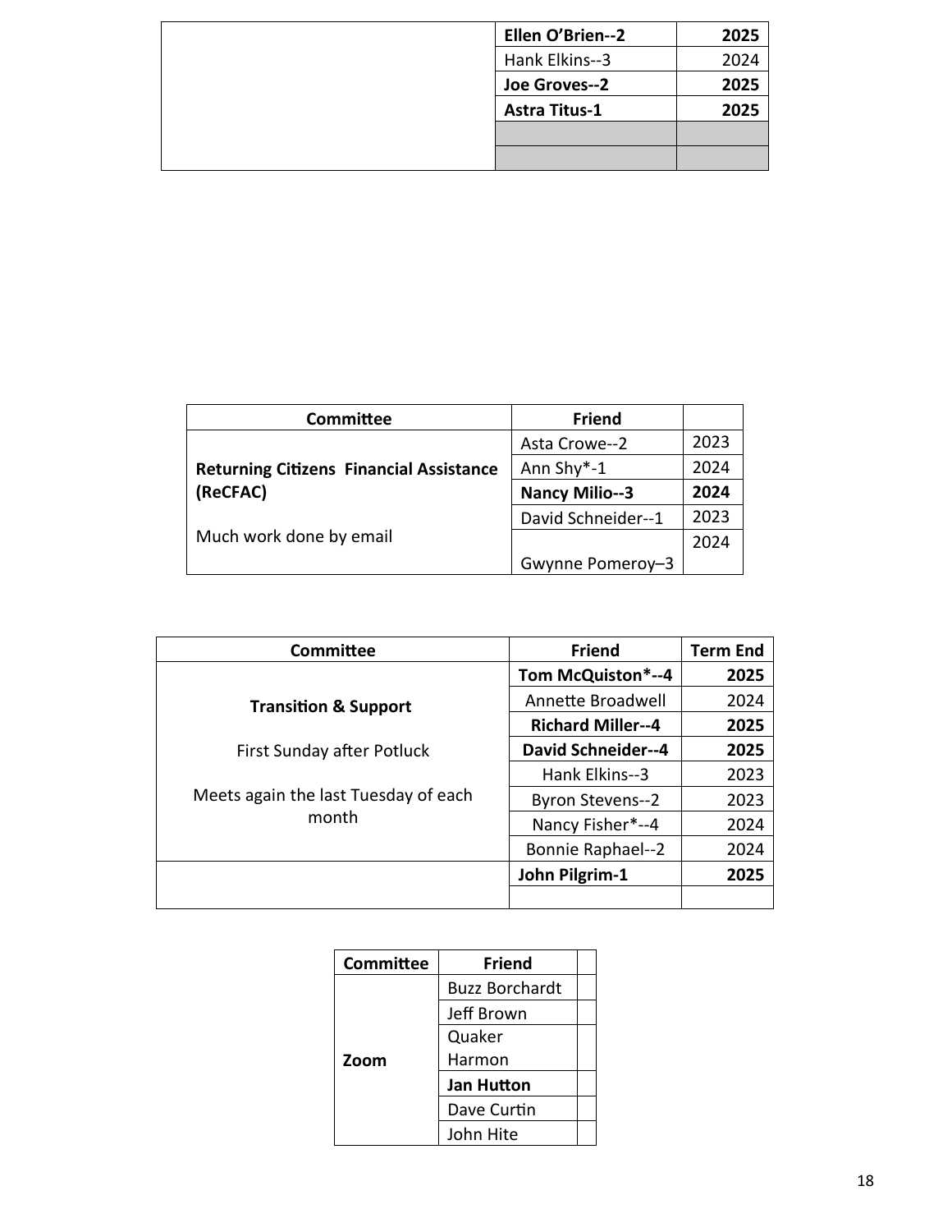| | | |
|---|---|---|
| | **Ellen O'Brien--2** | **2025** |
| | Hank Elkins--3 | 2024 |
| | **Joe Groves--2** | **2025** |
| | **Astra Titus-1** | **2025** |
| | | |
| | | |

| Committee | Friend | |
|---|---|---|
| **Returning Citizens Financial Assistance (ReCFAC)**<br><br>Much work done by email | Asta Crowe--2 | 2023 |
| | Ann Shy*-1 | 2024 |
| | **Nancy Milio--3** | **2024** |
| | David Schneider--1 | 2023 |
| | Gwynne Pomeroy–3 | 2024 |

| Committee | Friend | Term End |
|---|---|---|
| **Transition & Support**<br><br>First Sunday after Potluck<br><br>Meets again the last Tuesday of each month | **Tom McQuiston*--4** | **2025** |
| | Annette Broadwell | 2024 |
| | **Richard Miller--4** | **2025** |
| | **David Schneider--4** | **2025** |
| | Hank Elkins--3 | 2023 |
| | Byron Stevens--2 | 2023 |
| | Nancy Fisher*--4 | 2024 |
| | Bonnie Raphael--2 | 2024 |
| | **John Pilgrim-1** | **2025** |
| | | |

| Committee | Friend | |
|---|---|---|
| **Zoom** | Buzz Borchardt | |
| | Jeff Brown | |
| | Quaker Harmon | |
| | **Jan Hutton** | |
| | Dave Curtin | |
| | John Hite | |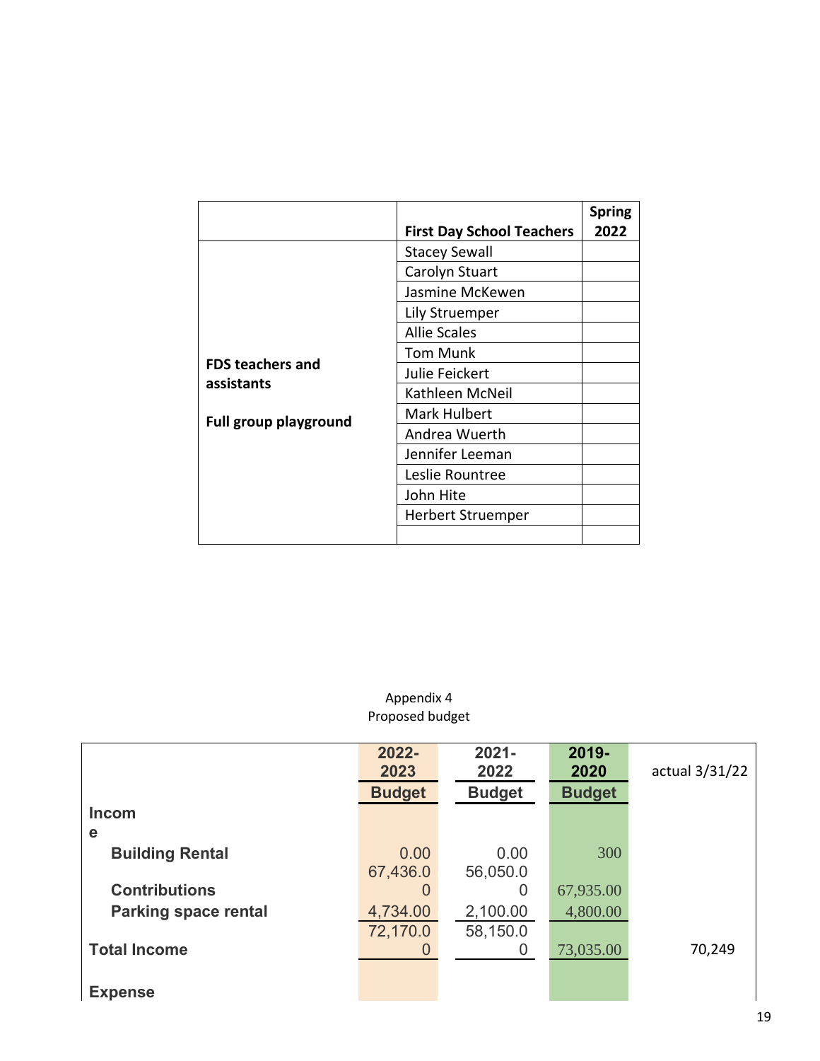| | First Day School Teachers | Spring 2022 |
|---|---|---|
| **FDS teachers and assistants**<br><br>**Full group playground** | Stacey Sewall | |
| | Carolyn Stuart | |
| | Jasmine McKewen | |
| | Lily Struemper | |
| | Allie Scales | |
| | Tom Munk | |
| | Julie Feickert | |
| | Kathleen McNeil | |
| | Mark Hulbert | |
| | Andrea Wuerth | |
| | Jennifer Leeman | |
| | Leslie Rountree | |
| | John Hite | |
| | Herbert Struemper | |
| | | |

Appendix 4
Proposed budget

| | 2022-2023 Budget | 2021-2022 Budget | 2019-2020 Budget | actual 3/31/22 |
|---|---|---|---|---|
| **Income** | | | | |
| **Building Rental** | 0.00 | 0.00 | 300 | |
| **Contributions** | 67,436.00 | 56,050.00 | 67,935.00 | |
| **Parking space rental** | 4,734.00 | 2,100.00 | 4,800.00 | |
| **Total Income** | 72,170.00 | 58,150.00 | 73,035.00 | 70,249 |
| **Expense** | | | | |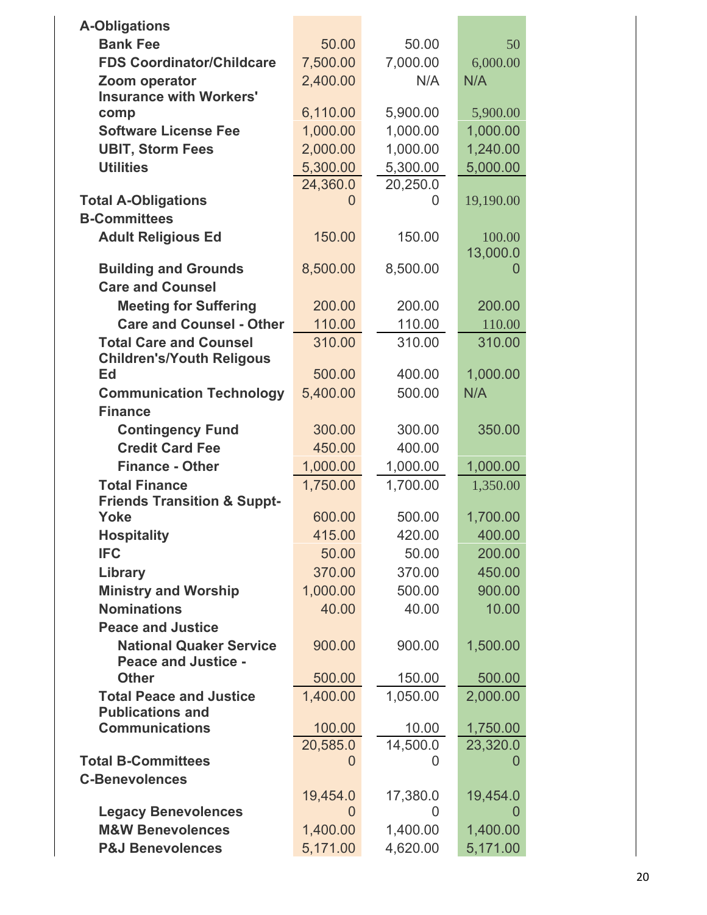| | | | |
|---|---|---|---|
| **A-Obligations** | | | |
| **Bank Fee** | 50.00 | 50.00 | 50 |
| **FDS Coordinator/Childcare** | 7,500.00 | 7,000.00 | 6,000.00 |
| **Zoom operator** | 2,400.00 | N/A | N/A |
| **Insurance with Workers' comp** | 6,110.00 | 5,900.00 | 5,900.00 |
| **Software License Fee** | 1,000.00 | 1,000.00 | 1,000.00 |
| **UBIT, Storm Fees** | 2,000.00 | 1,000.00 | 1,240.00 |
| **Utilities** | 5,300.00 | 5,300.00 | 5,000.00 |
| **Total A-Obligations** | 24,360.00 | 20,250.00 | 19,190.00 |
| **B-Committees** | | | |
| **Adult Religious Ed** | 150.00 | 150.00 | 100.00 |
| **Building and Grounds** | 8,500.00 | 8,500.00 | 13,000.00 |
| **Care and Counsel** | | | |
| **Meeting for Suffering** | 200.00 | 200.00 | 200.00 |
| **Care and Counsel - Other** | 110.00 | 110.00 | 110.00 |
| **Total Care and Counsel** | 310.00 | 310.00 | 310.00 |
| **Children's/Youth Religous Ed** | 500.00 | 400.00 | 1,000.00 |
| **Communication Technology** | 5,400.00 | 500.00 | N/A |
| **Finance** | | | |
| **Contingency Fund** | 300.00 | 300.00 | 350.00 |
| **Credit Card Fee** | 450.00 | 400.00 | |
| **Finance - Other** | 1,000.00 | 1,000.00 | 1,000.00 |
| **Total Finance** | 1,750.00 | 1,700.00 | 1,350.00 |
| **Friends Transition & Suppt-Yoke** | 600.00 | 500.00 | 1,700.00 |
| **Hospitality** | 415.00 | 420.00 | 400.00 |
| **IFC** | 50.00 | 50.00 | 200.00 |
| **Library** | 370.00 | 370.00 | 450.00 |
| **Ministry and Worship** | 1,000.00 | 500.00 | 900.00 |
| **Nominations** | 40.00 | 40.00 | 10.00 |
| **Peace and Justice** | | | |
| **National Quaker Service** | 900.00 | 900.00 | 1,500.00 |
| **Peace and Justice - Other** | 500.00 | 150.00 | 500.00 |
| **Total Peace and Justice** | 1,400.00 | 1,050.00 | 2,000.00 |
| **Publications and Communications** | 100.00 | 10.00 | 1,750.00 |
| **Total B-Committees** | 20,585.00 | 14,500.00 | 23,320.00 |
| **C-Benevolences** | | | |
| **Legacy Benevolences** | 19,454.00 | 17,380.00 | 19,454.00 |
| **M&W Benevolences** | 1,400.00 | 1,400.00 | 1,400.00 |
| **P&J Benevolences** | 5,171.00 | 4,620.00 | 5,171.00 |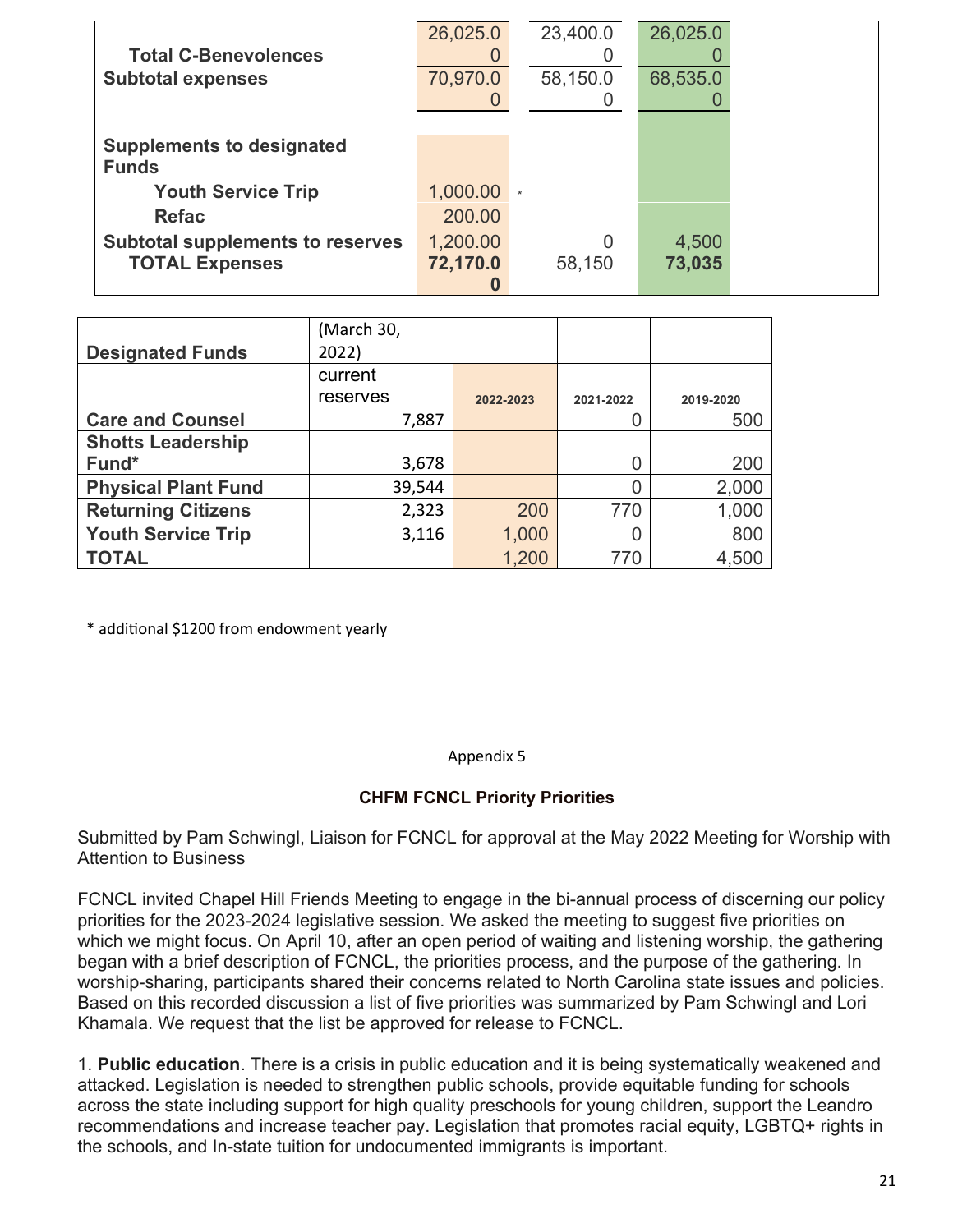| | | | | |
|---|---|---|---|---|
| **Total C-Benevolences** | 26,025.00 | 23,400.00 | 26,025.00 | |
| **Subtotal expenses** | 70,970.00 | 58,150.00 | 68,535.00 | |
| **Supplements to designated Funds** | | | | |
| **Youth Service Trip** | 1,000.00 * | | | |
| **Refac** | 200.00 | | | |
| **Subtotal supplements to reserves** | 1,200.00 | 0 | 4,500 | |
| **TOTAL Expenses** | **72,170.00** | 58,150 | **73,035** | |

| **Designated Funds** | (March 30, 2022) current reserves | 2022-2023 | 2021-2022 | 2019-2020 |
|---|---|---|---|---|
| **Care and Counsel** | 7,887 | | 0 | 500 |
| **Shotts Leadership Fund*** | 3,678 | | 0 | 200 |
| **Physical Plant Fund** | 39,544 | | 0 | 2,000 |
| **Returning Citizens** | 2,323 | 200 | 770 | 1,000 |
| **Youth Service Trip** | 3,116 | 1,000 | 0 | 800 |
| **TOTAL** | | 1,200 | 770 | 4,500 |

* additional $1200 from endowment yearly

Appendix 5

### CHFM FCNCL Priority Priorities

Submitted by Pam Schwingl, Liaison for FCNCL for approval at the May 2022 Meeting for Worship with Attention to Business

FCNCL invited Chapel Hill Friends Meeting to engage in the bi-annual process of discerning our policy priorities for the 2023-2024 legislative session. We asked the meeting to suggest five priorities on which we might focus. On April 10, after an open period of waiting and listening worship, the gathering began with a brief description of FCNCL, the priorities process, and the purpose of the gathering. In worship-sharing, participants shared their concerns related to North Carolina state issues and policies. Based on this recorded discussion a list of five priorities was summarized by Pam Schwingl and Lori Khamala. We request that the list be approved for release to FCNCL.

1. **Public education**. There is a crisis in public education and it is being systematically weakened and attacked. Legislation is needed to strengthen public schools, provide equitable funding for schools across the state including support for high quality preschools for young children, support the Leandro recommendations and increase teacher pay. Legislation that promotes racial equity, LGBTQ+ rights in the schools, and In-state tuition for undocumented immigrants is important.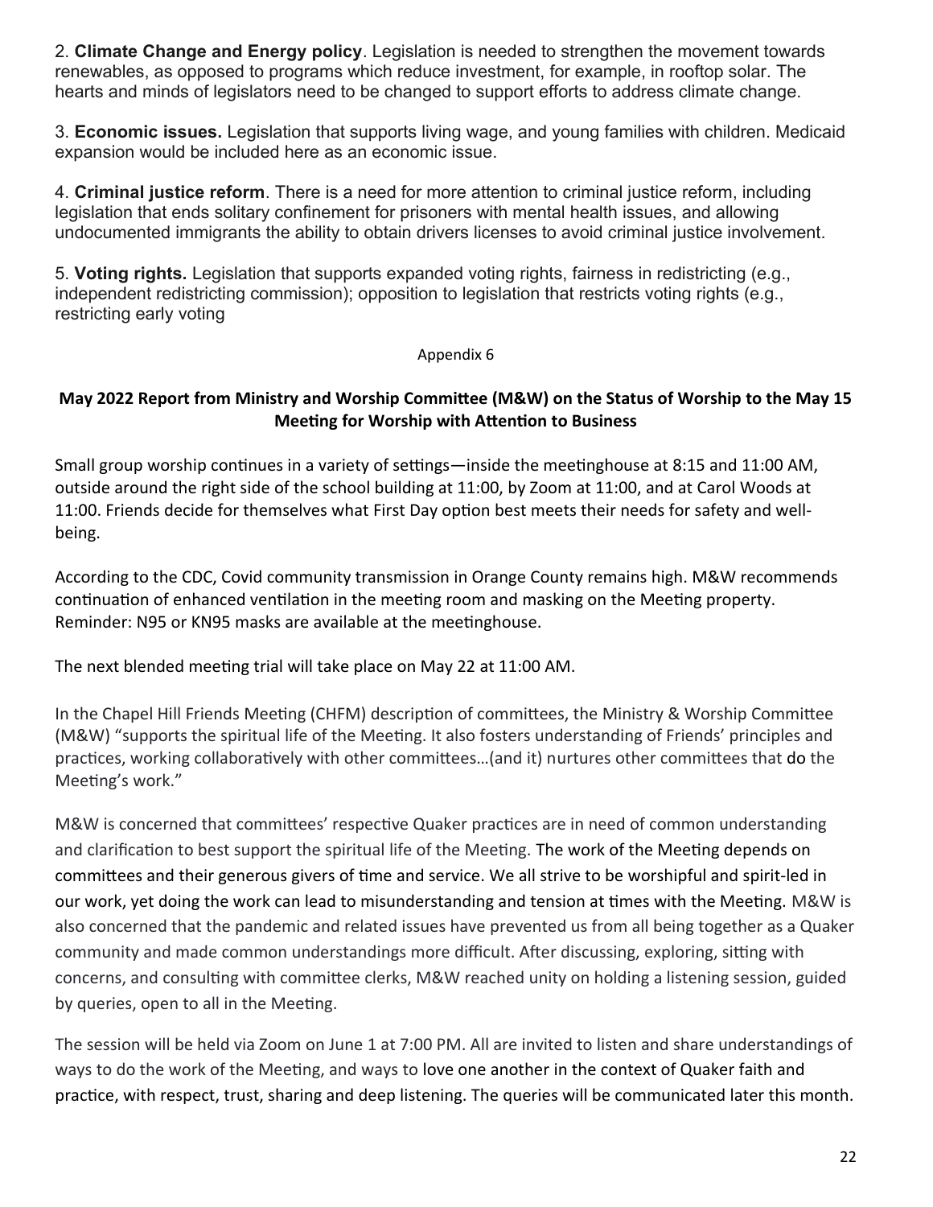2. **Climate Change and Energy policy**. Legislation is needed to strengthen the movement towards renewables, as opposed to programs which reduce investment, for example, in rooftop solar. The hearts and minds of legislators need to be changed to support efforts to address climate change.

3. **Economic issues.** Legislation that supports living wage, and young families with children. Medicaid expansion would be included here as an economic issue.

4. **Criminal justice reform**. There is a need for more attention to criminal justice reform, including legislation that ends solitary confinement for prisoners with mental health issues, and allowing undocumented immigrants the ability to obtain drivers licenses to avoid criminal justice involvement.

5. **Voting rights.** Legislation that supports expanded voting rights, fairness in redistricting (e.g., independent redistricting commission); opposition to legislation that restricts voting rights (e.g., restricting early voting

Appendix 6

**May 2022 Report from Ministry and Worship Committee (M&W) on the Status of Worship to the May 15 Meeting for Worship with Attention to Business**

Small group worship continues in a variety of settings—inside the meetinghouse at 8:15 and 11:00 AM, outside around the right side of the school building at 11:00, by Zoom at 11:00, and at Carol Woods at 11:00. Friends decide for themselves what First Day option best meets their needs for safety and well-being.

According to the CDC, Covid community transmission in Orange County remains high. M&W recommends continuation of enhanced ventilation in the meeting room and masking on the Meeting property. Reminder: N95 or KN95 masks are available at the meetinghouse.

The next blended meeting trial will take place on May 22 at 11:00 AM.

In the Chapel Hill Friends Meeting (CHFM) description of committees, the Ministry & Worship Committee (M&W) "supports the spiritual life of the Meeting. It also fosters understanding of Friends' principles and practices, working collaboratively with other committees…(and it) nurtures other committees that do the Meeting's work."

M&W is concerned that committees' respective Quaker practices are in need of common understanding and clarification to best support the spiritual life of the Meeting. The work of the Meeting depends on committees and their generous givers of time and service. We all strive to be worshipful and spirit-led in our work, yet doing the work can lead to misunderstanding and tension at times with the Meeting. M&W is also concerned that the pandemic and related issues have prevented us from all being together as a Quaker community and made common understandings more difficult. After discussing, exploring, sitting with concerns, and consulting with committee clerks, M&W reached unity on holding a listening session, guided by queries, open to all in the Meeting.

The session will be held via Zoom on June 1 at 7:00 PM. All are invited to listen and share understandings of ways to do the work of the Meeting, and ways to love one another in the context of Quaker faith and practice, with respect, trust, sharing and deep listening. The queries will be communicated later this month.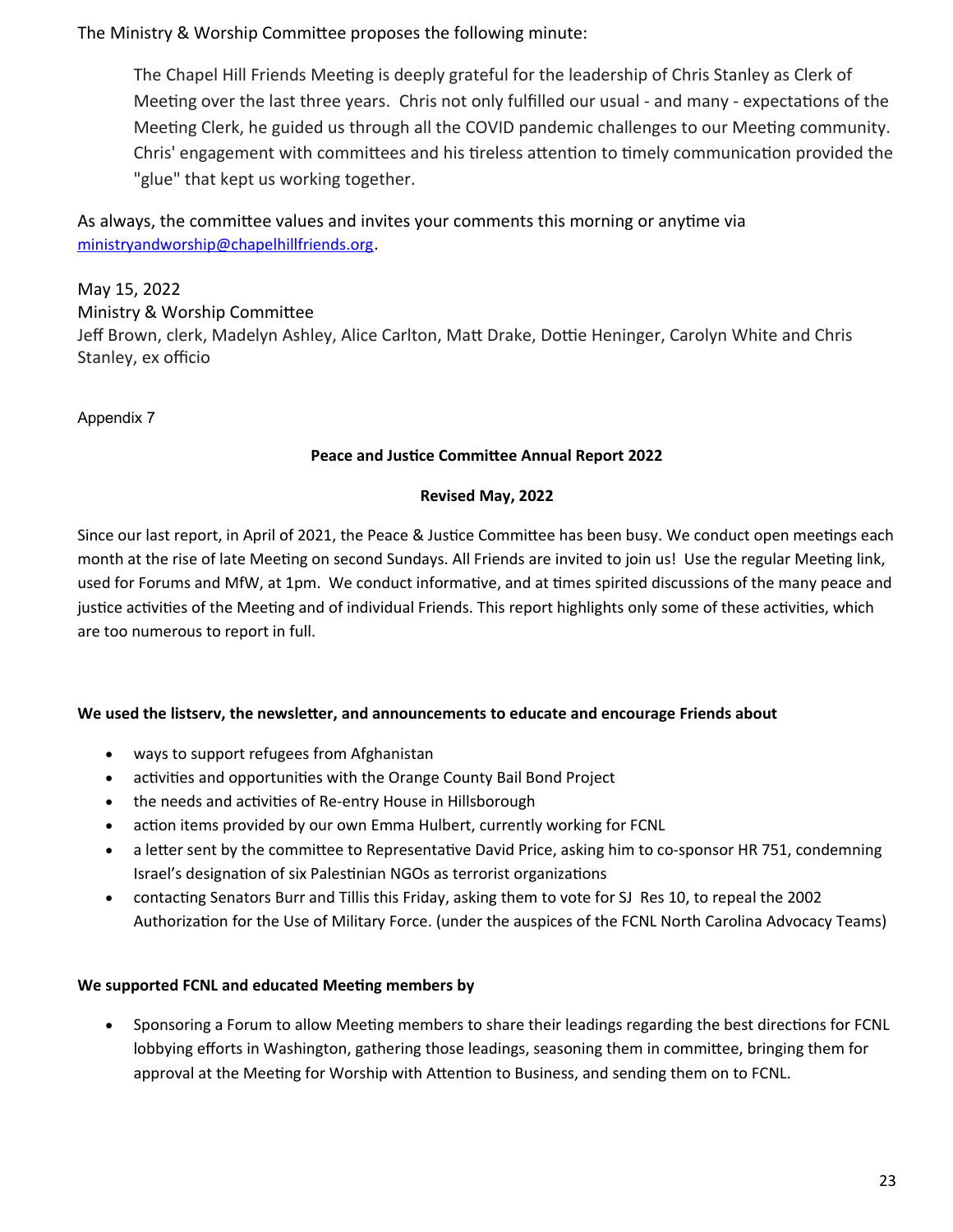The Ministry & Worship Committee proposes the following minute:

> The Chapel Hill Friends Meeting is deeply grateful for the leadership of Chris Stanley as Clerk of Meeting over the last three years. Chris not only fulfilled our usual - and many - expectations of the Meeting Clerk, he guided us through all the COVID pandemic challenges to our Meeting community. Chris' engagement with committees and his tireless attention to timely communication provided the "glue" that kept us working together.

As always, the committee values and invites your comments this morning or anytime via ministryandworship@chapelhillfriends.org.

May 15, 2022
Ministry & Worship Committee
Jeff Brown, clerk, Madelyn Ashley, Alice Carlton, Matt Drake, Dottie Heninger, Carolyn White and Chris Stanley, ex officio

Appendix 7

**Peace and Justice Committee Annual Report 2022**

**Revised May, 2022**

Since our last report, in April of 2021, the Peace & Justice Committee has been busy. We conduct open meetings each month at the rise of late Meeting on second Sundays. All Friends are invited to join us! Use the regular Meeting link, used for Forums and MfW, at 1pm. We conduct informative, and at times spirited discussions of the many peace and justice activities of the Meeting and of individual Friends. This report highlights only some of these activities, which are too numerous to report in full.

**We used the listserv, the newsletter, and announcements to educate and encourage Friends about**

- ways to support refugees from Afghanistan
- activities and opportunities with the Orange County Bail Bond Project
- the needs and activities of Re-entry House in Hillsborough
- action items provided by our own Emma Hulbert, currently working for FCNL
- a letter sent by the committee to Representative David Price, asking him to co-sponsor HR 751, condemning Israel's designation of six Palestinian NGOs as terrorist organizations
- contacting Senators Burr and Tillis this Friday, asking them to vote for SJ Res 10, to repeal the 2002 Authorization for the Use of Military Force. (under the auspices of the FCNL North Carolina Advocacy Teams)

**We supported FCNL and educated Meeting members by**

- Sponsoring a Forum to allow Meeting members to share their leadings regarding the best directions for FCNL lobbying efforts in Washington, gathering those leadings, seasoning them in committee, bringing them for approval at the Meeting for Worship with Attention to Business, and sending them on to FCNL.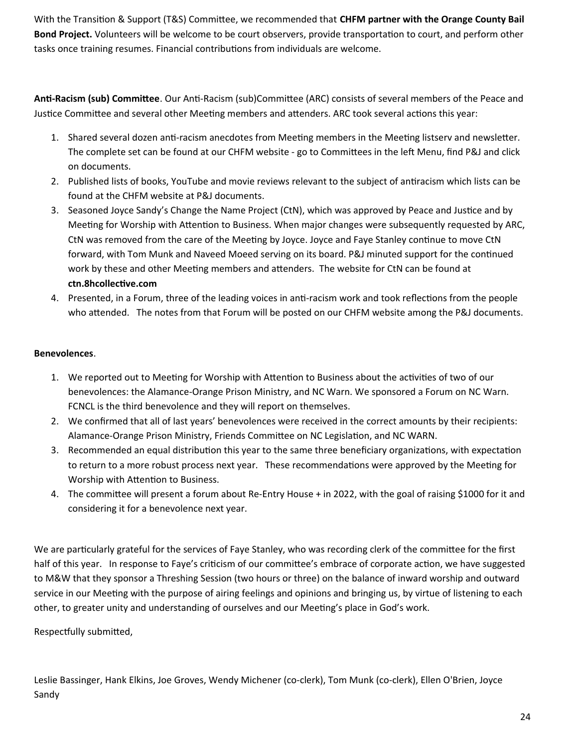With the Transition & Support (T&S) Committee, we recommended that **CHFM partner with the Orange County Bail Bond Project.** Volunteers will be welcome to be court observers, provide transportation to court, and perform other tasks once training resumes. Financial contributions from individuals are welcome.

**Anti-Racism (sub) Committee**. Our Anti-Racism (sub)Committee (ARC) consists of several members of the Peace and Justice Committee and several other Meeting members and attenders. ARC took several actions this year:

1. Shared several dozen anti-racism anecdotes from Meeting members in the Meeting listserv and newsletter. The complete set can be found at our CHFM website - go to Committees in the left Menu, find P&J and click on documents.
2. Published lists of books, YouTube and movie reviews relevant to the subject of antiracism which lists can be found at the CHFM website at P&J documents.
3. Seasoned Joyce Sandy's Change the Name Project (CtN), which was approved by Peace and Justice and by Meeting for Worship with Attention to Business. When major changes were subsequently requested by ARC, CtN was removed from the care of the Meeting by Joyce. Joyce and Faye Stanley continue to move CtN forward, with Tom Munk and Naveed Moeed serving on its board. P&J minuted support for the continued work by these and other Meeting members and attenders. The website for CtN can be found at **ctn.8hcollective.com**
4. Presented, in a Forum, three of the leading voices in anti-racism work and took reflections from the people who attended. The notes from that Forum will be posted on our CHFM website among the P&J documents.

**Benevolences**.

1. We reported out to Meeting for Worship with Attention to Business about the activities of two of our benevolences: the Alamance-Orange Prison Ministry, and NC Warn. We sponsored a Forum on NC Warn. FCNCL is the third benevolence and they will report on themselves.
2. We confirmed that all of last years' benevolences were received in the correct amounts by their recipients: Alamance-Orange Prison Ministry, Friends Committee on NC Legislation, and NC WARN.
3. Recommended an equal distribution this year to the same three beneficiary organizations, with expectation to return to a more robust process next year. These recommendations were approved by the Meeting for Worship with Attention to Business.
4. The committee will present a forum about Re-Entry House + in 2022, with the goal of raising $1000 for it and considering it for a benevolence next year.

We are particularly grateful for the services of Faye Stanley, who was recording clerk of the committee for the first half of this year. In response to Faye's criticism of our committee's embrace of corporate action, we have suggested to M&W that they sponsor a Threshing Session (two hours or three) on the balance of inward worship and outward service in our Meeting with the purpose of airing feelings and opinions and bringing us, by virtue of listening to each other, to greater unity and understanding of ourselves and our Meeting's place in God's work.

Respectfully submitted,

Leslie Bassinger, Hank Elkins, Joe Groves, Wendy Michener (co-clerk), Tom Munk (co-clerk), Ellen O'Brien, Joyce Sandy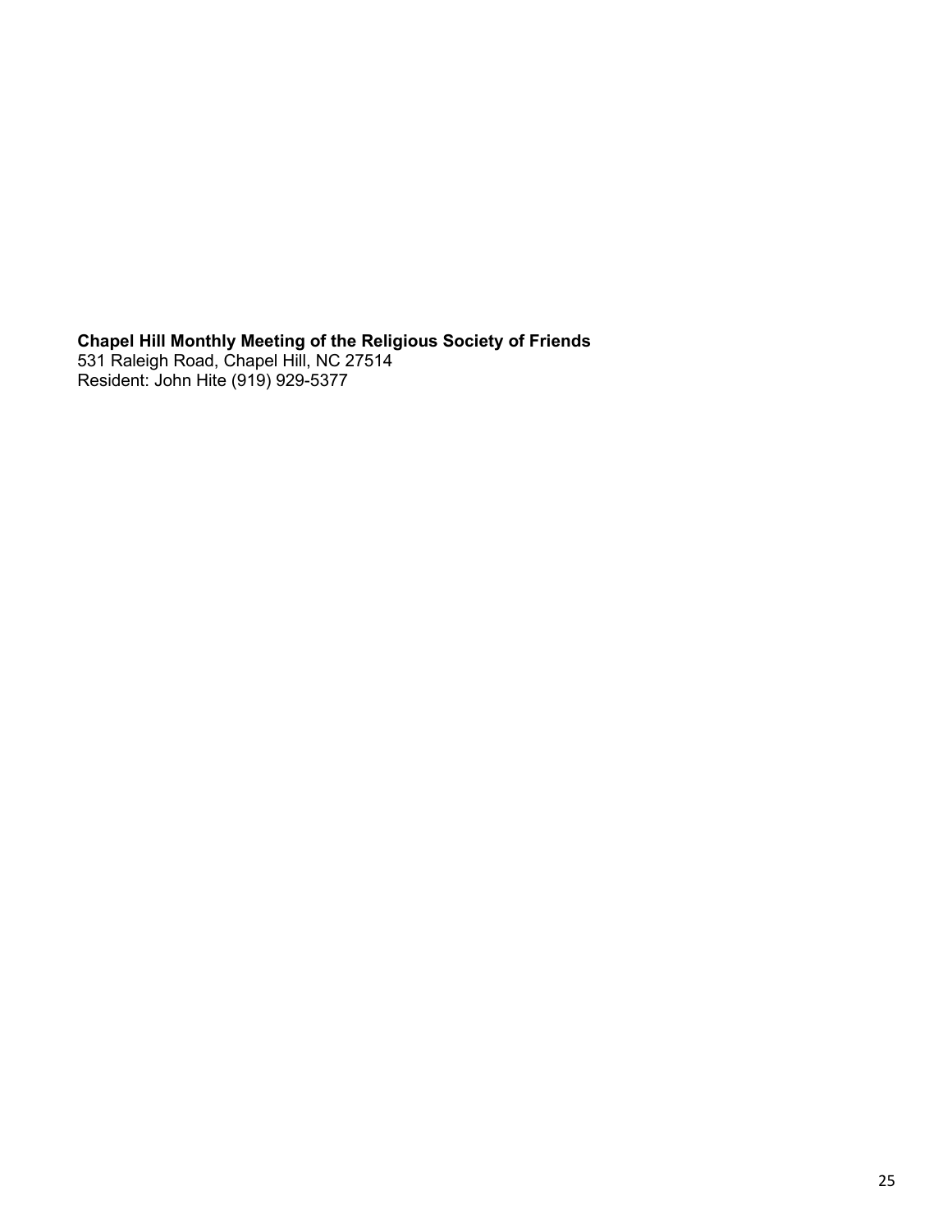**Chapel Hill Monthly Meeting of the Religious Society of Friends**
531 Raleigh Road, Chapel Hill, NC 27514
Resident: John Hite (919) 929-5377